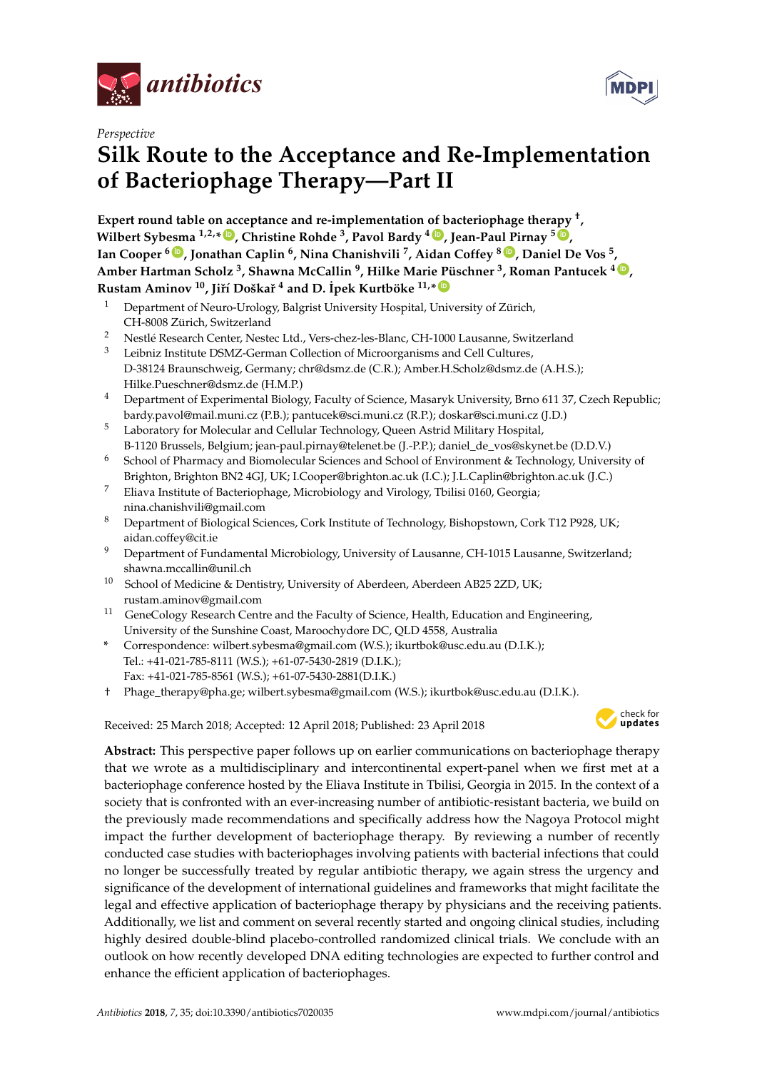*Perspective*

# Silk Route to the Acceptance and Re-Implementation of Bacteriophage Therapy—Part II

**Expert round table on acceptance and re-implementation of bacteriophage therapy †, Wilbert Sybesma [1,2,*], Christine Rohde [3], Pavol Bardy [4], Jean-Paul Pirnay [5], Ian Cooper [6], Jonathan Caplin [6], Nina Chanishvili [7], Aidan Coffey [8], Daniel De Vos [5], Amber Hartman Scholz [3], Shawna McCallin [9], Hilke Marie Püschner [3], Roman Pantucek [4], Rustam Aminov [10], Jiří Doškař [4] and D. İpek Kurtböke [11,*]**

1. Department of Neuro-Urology, Balgrist University Hospital, University of Zürich, CH-8008 Zürich, Switzerland
2. Nestlé Research Center, Nestec Ltd., Vers-chez-les-Blanc, CH-1000 Lausanne, Switzerland
3. Leibniz Institute DSMZ-German Collection of Microorganisms and Cell Cultures, D-38124 Braunschweig, Germany; chr@dsmz.de (C.R.); Amber.H.Scholz@dsmz.de (A.H.S.); Hilke.Pueschner@dsmz.de (H.M.P.)
4. Department of Experimental Biology, Faculty of Science, Masaryk University, Brno 611 37, Czech Republic; bardy.pavol@mail.muni.cz (P.B.); pantucek@sci.muni.cz (R.P.); doskar@sci.muni.cz (J.D.)
5. Laboratory for Molecular and Cellular Technology, Queen Astrid Military Hospital, B-1120 Brussels, Belgium; jean-paul.pirnay@telenet.be (J.-P.P.); daniel_de_vos@skynet.be (D.D.V.)
6. School of Pharmacy and Biomolecular Sciences and School of Environment & Technology, University of Brighton, Brighton BN2 4GJ, UK; I.Cooper@brighton.ac.uk (I.C.); J.L.Caplin@brighton.ac.uk (J.C.)
7. Eliava Institute of Bacteriophage, Microbiology and Virology, Tbilisi 0160, Georgia; nina.chanishvili@gmail.com
8. Department of Biological Sciences, Cork Institute of Technology, Bishopstown, Cork T12 P928, UK; aidan.coffey@cit.ie
9. Department of Fundamental Microbiology, University of Lausanne, CH-1015 Lausanne, Switzerland; shawna.mccallin@unil.ch
10. School of Medicine & Dentistry, University of Aberdeen, Aberdeen AB25 2ZD, UK; rustam.aminov@gmail.com
11. GeneCology Research Centre and the Faculty of Science, Health, Education and Engineering, University of the Sunshine Coast, Maroochydore DC, QLD 4558, Australia

\* Correspondence: wilbert.sybesma@gmail.com (W.S.); ikurtbok@usc.edu.au (D.I.K.); Tel.: +41-021-785-8111 (W.S.); +61-07-5430-2819 (D.I.K.); Fax: +41-021-785-8561 (W.S.); +61-07-5430-2881(D.I.K.)

† Phage_therapy@pha.ge; wilbert.sybesma@gmail.com (W.S.); ikurtbok@usc.edu.au (D.I.K.).

Received: 25 March 2018; Accepted: 12 April 2018; Published: 23 April 2018

**Abstract:** This perspective paper follows up on earlier communications on bacteriophage therapy that we wrote as a multidisciplinary and intercontinental expert-panel when we first met at a bacteriophage conference hosted by the Eliava Institute in Tbilisi, Georgia in 2015. In the context of a society that is confronted with an ever-increasing number of antibiotic-resistant bacteria, we build on the previously made recommendations and specifically address how the Nagoya Protocol might impact the further development of bacteriophage therapy. By reviewing a number of recently conducted case studies with bacteriophages involving patients with bacterial infections that could no longer be successfully treated by regular antibiotic therapy, we again stress the urgency and significance of the development of international guidelines and frameworks that might facilitate the legal and effective application of bacteriophage therapy by physicians and the receiving patients. Additionally, we list and comment on several recently started and ongoing clinical studies, including highly desired double-blind placebo-controlled randomized clinical trials. We conclude with an outlook on how recently developed DNA editing technologies are expected to further control and enhance the efficient application of bacteriophages.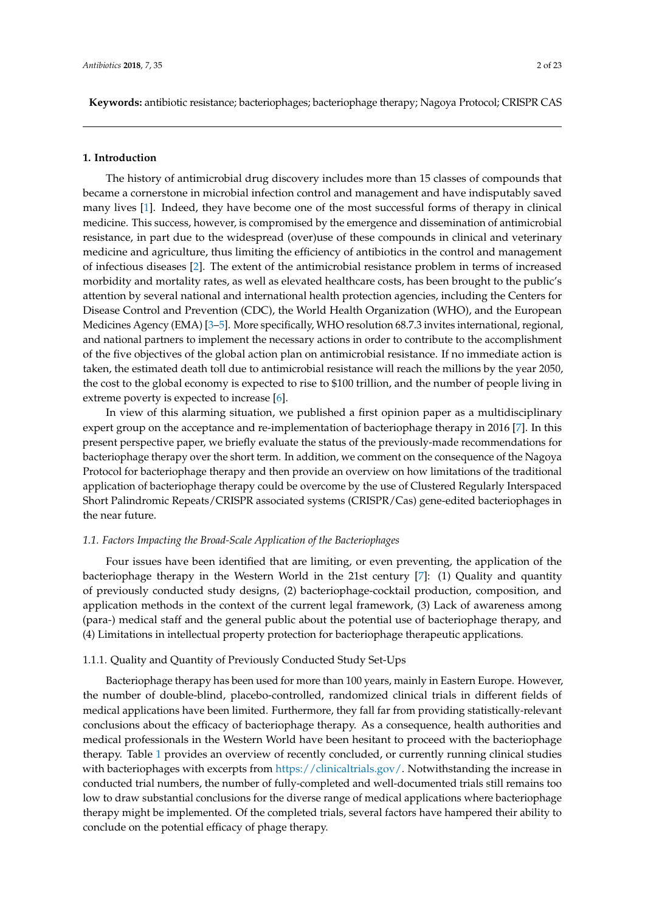**Keywords:** antibiotic resistance; bacteriophages; bacteriophage therapy; Nagoya Protocol; CRISPR CAS

## 1. Introduction

The history of antimicrobial drug discovery includes more than 15 classes of compounds that became a cornerstone in microbial infection control and management and have indisputably saved many lives [1]. Indeed, they have become one of the most successful forms of therapy in clinical medicine. This success, however, is compromised by the emergence and dissemination of antimicrobial resistance, in part due to the widespread (over)use of these compounds in clinical and veterinary medicine and agriculture, thus limiting the efficiency of antibiotics in the control and management of infectious diseases [2]. The extent of the antimicrobial resistance problem in terms of increased morbidity and mortality rates, as well as elevated healthcare costs, has been brought to the public's attention by several national and international health protection agencies, including the Centers for Disease Control and Prevention (CDC), the World Health Organization (WHO), and the European Medicines Agency (EMA) [3–5]. More specifically, WHO resolution 68.7.3 invites international, regional, and national partners to implement the necessary actions in order to contribute to the accomplishment of the five objectives of the global action plan on antimicrobial resistance. If no immediate action is taken, the estimated death toll due to antimicrobial resistance will reach the millions by the year 2050, the cost to the global economy is expected to rise to $100 trillion, and the number of people living in extreme poverty is expected to increase [6].

In view of this alarming situation, we published a first opinion paper as a multidisciplinary expert group on the acceptance and re-implementation of bacteriophage therapy in 2016 [7]. In this present perspective paper, we briefly evaluate the status of the previously-made recommendations for bacteriophage therapy over the short term. In addition, we comment on the consequence of the Nagoya Protocol for bacteriophage therapy and then provide an overview on how limitations of the traditional application of bacteriophage therapy could be overcome by the use of Clustered Regularly Interspaced Short Palindromic Repeats/CRISPR associated systems (CRISPR/Cas) gene-edited bacteriophages in the near future.

### *1.1. Factors Impacting the Broad-Scale Application of the Bacteriophages*

Four issues have been identified that are limiting, or even preventing, the application of the bacteriophage therapy in the Western World in the 21st century [7]: (1) Quality and quantity of previously conducted study designs, (2) bacteriophage-cocktail production, composition, and application methods in the context of the current legal framework, (3) Lack of awareness among (para-) medical staff and the general public about the potential use of bacteriophage therapy, and (4) Limitations in intellectual property protection for bacteriophage therapeutic applications.

#### 1.1.1. Quality and Quantity of Previously Conducted Study Set-Ups

Bacteriophage therapy has been used for more than 100 years, mainly in Eastern Europe. However, the number of double-blind, placebo-controlled, randomized clinical trials in different fields of medical applications have been limited. Furthermore, they fall far from providing statistically-relevant conclusions about the efficacy of bacteriophage therapy. As a consequence, health authorities and medical professionals in the Western World have been hesitant to proceed with the bacteriophage therapy. Table 1 provides an overview of recently concluded, or currently running clinical studies with bacteriophages with excerpts from https://clinicaltrials.gov/. Notwithstanding the increase in conducted trial numbers, the number of fully-completed and well-documented trials still remains too low to draw substantial conclusions for the diverse range of medical applications where bacteriophage therapy might be implemented. Of the completed trials, several factors have hampered their ability to conclude on the potential efficacy of phage therapy.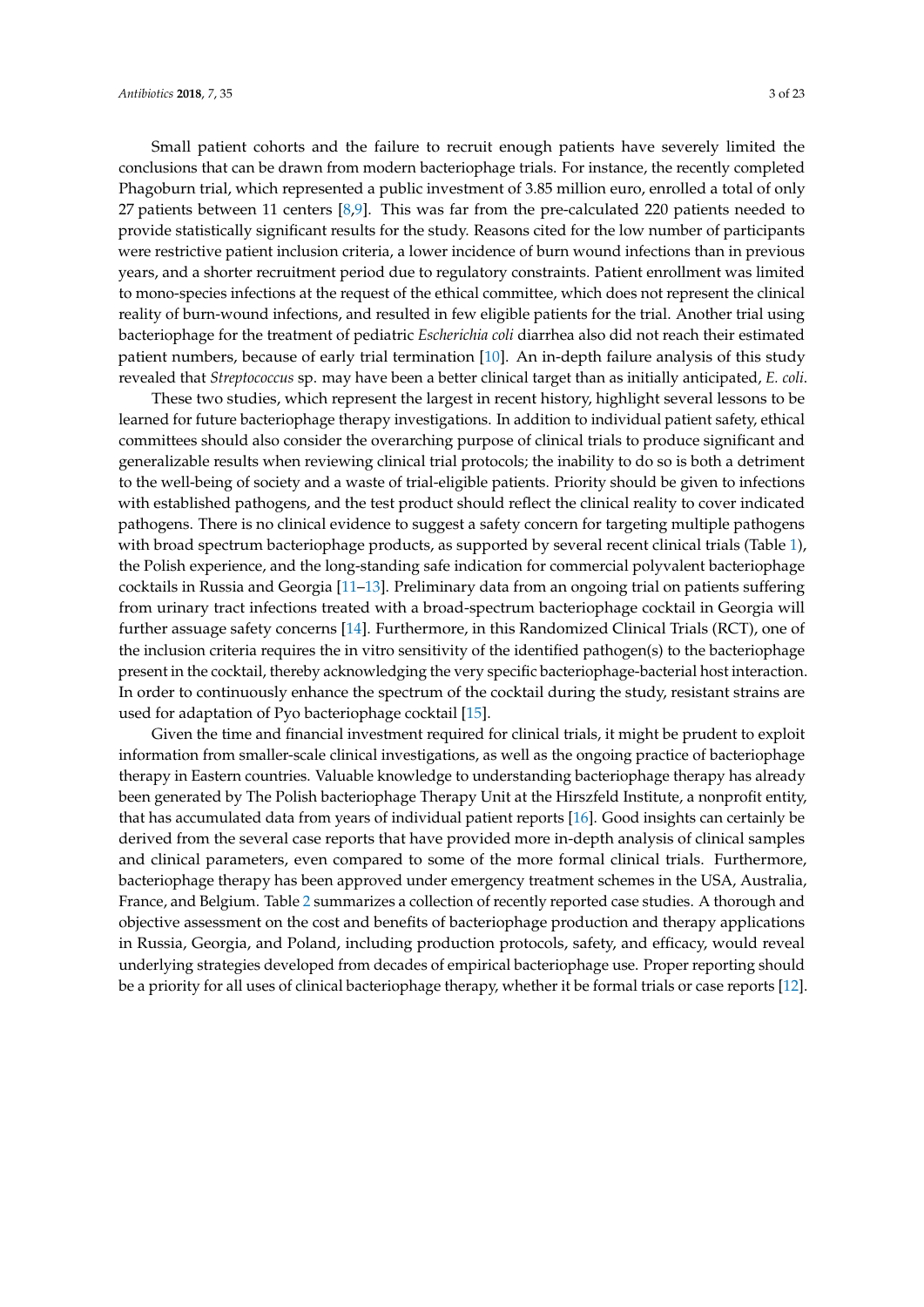Small patient cohorts and the failure to recruit enough patients have severely limited the conclusions that can be drawn from modern bacteriophage trials. For instance, the recently completed Phagoburn trial, which represented a public investment of 3.85 million euro, enrolled a total of only 27 patients between 11 centers [8,9]. This was far from the pre-calculated 220 patients needed to provide statistically significant results for the study. Reasons cited for the low number of participants were restrictive patient inclusion criteria, a lower incidence of burn wound infections than in previous years, and a shorter recruitment period due to regulatory constraints. Patient enrollment was limited to mono-species infections at the request of the ethical committee, which does not represent the clinical reality of burn-wound infections, and resulted in few eligible patients for the trial. Another trial using bacteriophage for the treatment of pediatric *Escherichia coli* diarrhea also did not reach their estimated patient numbers, because of early trial termination [10]. An in-depth failure analysis of this study revealed that *Streptococcus* sp. may have been a better clinical target than as initially anticipated, *E. coli*.

These two studies, which represent the largest in recent history, highlight several lessons to be learned for future bacteriophage therapy investigations. In addition to individual patient safety, ethical committees should also consider the overarching purpose of clinical trials to produce significant and generalizable results when reviewing clinical trial protocols; the inability to do so is both a detriment to the well-being of society and a waste of trial-eligible patients. Priority should be given to infections with established pathogens, and the test product should reflect the clinical reality to cover indicated pathogens. There is no clinical evidence to suggest a safety concern for targeting multiple pathogens with broad spectrum bacteriophage products, as supported by several recent clinical trials (Table 1), the Polish experience, and the long-standing safe indication for commercial polyvalent bacteriophage cocktails in Russia and Georgia [11–13]. Preliminary data from an ongoing trial on patients suffering from urinary tract infections treated with a broad-spectrum bacteriophage cocktail in Georgia will further assuage safety concerns [14]. Furthermore, in this Randomized Clinical Trials (RCT), one of the inclusion criteria requires the in vitro sensitivity of the identified pathogen(s) to the bacteriophage present in the cocktail, thereby acknowledging the very specific bacteriophage-bacterial host interaction. In order to continuously enhance the spectrum of the cocktail during the study, resistant strains are used for adaptation of Pyo bacteriophage cocktail [15].

Given the time and financial investment required for clinical trials, it might be prudent to exploit information from smaller-scale clinical investigations, as well as the ongoing practice of bacteriophage therapy in Eastern countries. Valuable knowledge to understanding bacteriophage therapy has already been generated by The Polish bacteriophage Therapy Unit at the Hirszfeld Institute, a nonprofit entity, that has accumulated data from years of individual patient reports [16]. Good insights can certainly be derived from the several case reports that have provided more in-depth analysis of clinical samples and clinical parameters, even compared to some of the more formal clinical trials. Furthermore, bacteriophage therapy has been approved under emergency treatment schemes in the USA, Australia, France, and Belgium. Table 2 summarizes a collection of recently reported case studies. A thorough and objective assessment on the cost and benefits of bacteriophage production and therapy applications in Russia, Georgia, and Poland, including production protocols, safety, and efficacy, would reveal underlying strategies developed from decades of empirical bacteriophage use. Proper reporting should be a priority for all uses of clinical bacteriophage therapy, whether it be formal trials or case reports [12].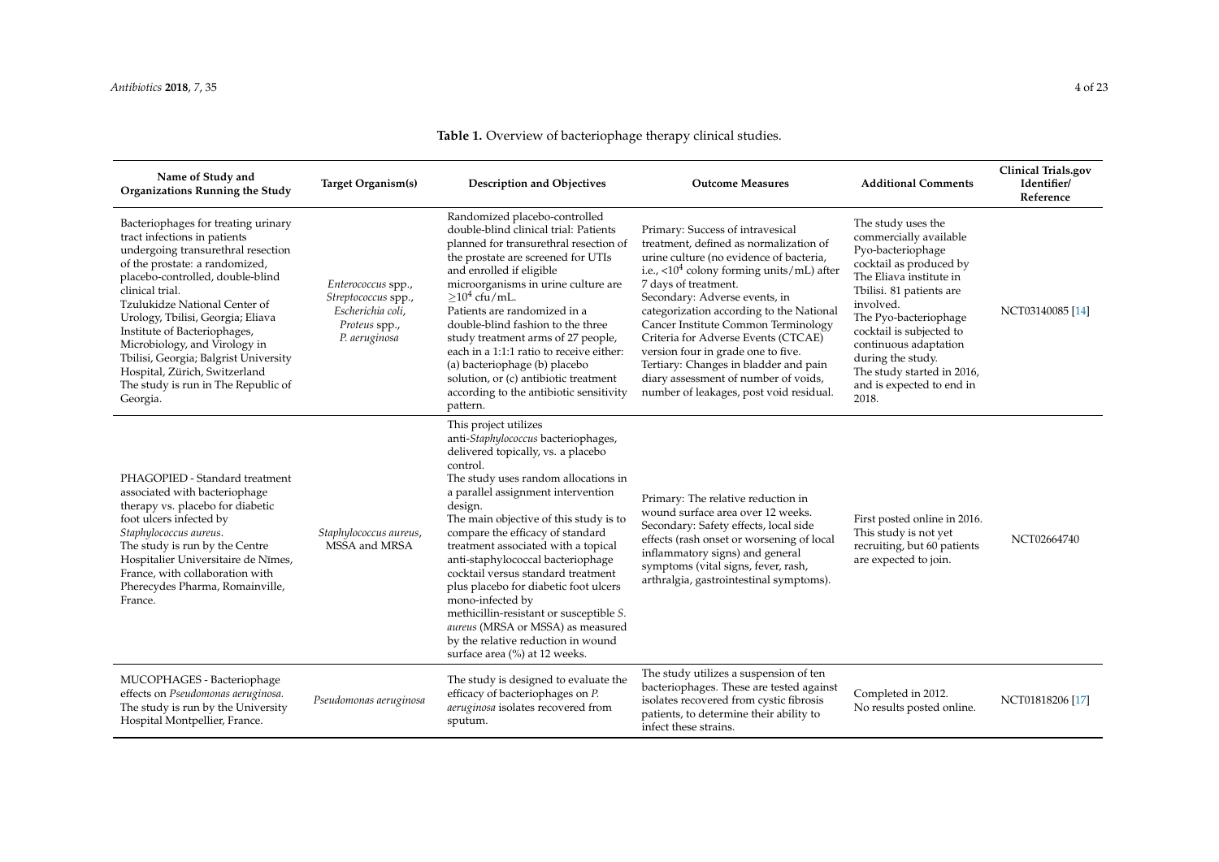**Table 1.** Overview of bacteriophage therapy clinical studies.

| Name of Study and Organizations Running the Study | Target Organism(s) | Description and Objectives | Outcome Measures | Additional Comments | Clinical Trials.gov Identifier/ Reference |
|---|---|---|---|---|---|
| Bacteriophages for treating urinary tract infections in patients undergoing transurethral resection of the prostate: a randomized, placebo-controlled, double-blind clinical trial. Tzulukidze National Center of Urology, Tbilisi, Georgia; Eliava Institute of Bacteriophages, Microbiology, and Virology in Tbilisi, Georgia; Balgrist University Hospital, Zürich, Switzerland The study is run in The Republic of Georgia. | *Enterococcus* spp., *Streptococcus* spp., *Escherichia coli*, *Proteus* spp., *P. aeruginosa* | Randomized placebo-controlled double-blind clinical trial: Patients planned for transurethral resection of the prostate are screened for UTIs and enrolled if eligible microorganisms in urine culture are $\geq 10^4$ cfu/mL. Patients are randomized in a double-blind fashion to the three study treatment arms of 27 people, each in a 1:1:1 ratio to receive either: (a) bacteriophage (b) placebo solution, or (c) antibiotic treatment according to the antibiotic sensitivity pattern. | Primary: Success of intravesical treatment, defined as normalization of urine culture (no evidence of bacteria, i.e., $<10^4$ colony forming units/mL) after 7 days of treatment. Secondary: Adverse events, in categorization according to the National Cancer Institute Common Terminology Criteria for Adverse Events (CTCAE) version four in grade one to five. Tertiary: Changes in bladder and pain diary assessment of number of voids, number of leakages, post void residual. | The study uses the commercially available Pyo-bacteriophage cocktail as produced by The Eliava institute in Tbilisi. 81 patients are involved. The Pyo-bacteriophage cocktail is subjected to continuous adaptation during the study. The study started in 2016, and is expected to end in 2018. | NCT03140085 [14] |
| PHAGOPIED - Standard treatment associated with bacteriophage therapy vs. placebo for diabetic foot ulcers infected by *Staphylococcus aureus*. The study is run by the Centre Hospitalier Universitaire de Nîmes, France, with collaboration with Pherecydes Pharma, Romainville, France. | *Staphylococcus aureus*, MSSA and MRSA | This project utilizes anti-*Staphylococcus* bacteriophages, delivered topically, vs. a placebo control. The study uses random allocations in a parallel assignment intervention design. The main objective of this study is to compare the efficacy of standard treatment associated with a topical anti-staphylococcal bacteriophage cocktail versus standard treatment plus placebo for diabetic foot ulcers mono-infected by methicillin-resistant or susceptible *S. aureus* (MRSA or MSSA) as measured by the relative reduction in wound surface area (%) at 12 weeks. | Primary: The relative reduction in wound surface area over 12 weeks. Secondary: Safety effects, local side effects (rash onset or worsening of local inflammatory signs) and general symptoms (vital signs, fever, rash, arthralgia, gastrointestinal symptoms). | First posted online in 2016. This study is not yet recruiting, but 60 patients are expected to join. | NCT02664740 |
| MUCOPHAGES - Bacteriophage effects on *Pseudomonas aeruginosa*. The study is run by the University Hospital Montpellier, France. | *Pseudomonas aeruginosa* | The study is designed to evaluate the efficacy of bacteriophages on *P. aeruginosa* isolates recovered from sputum. | The study utilizes a suspension of ten bacteriophages. These are tested against isolates recovered from cystic fibrosis patients, to determine their ability to infect these strains. | Completed in 2012. No results posted online. | NCT01818206 [17] |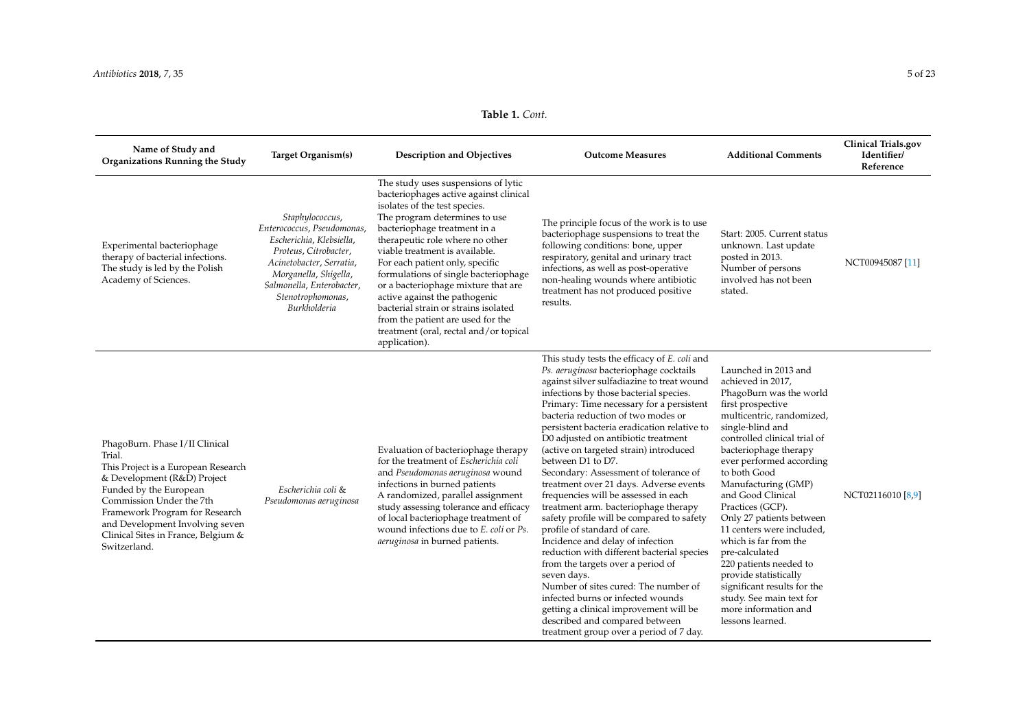**Table 1.** *Cont.*

| Name of Study and Organizations Running the Study | Target Organism(s) | Description and Objectives | Outcome Measures | Additional Comments | Clinical Trials.gov Identifier/ Reference |
|---|---|---|---|---|---|
| Experimental bacteriophage therapy of bacterial infections. The study is led by the Polish Academy of Sciences. | *Staphylococcus*, *Enterococcus*, *Pseudomonas*, *Escherichia*, *Klebsiella*, *Proteus*, *Citrobacter*, *Acinetobacter*, *Serratia*, *Morganella*, *Shigella*, *Salmonella*, *Enterobacter*, *Stenotrophomonas*, *Burkholderia* | The study uses suspensions of lytic bacteriophages active against clinical isolates of the test species. The program determines to use bacteriophage treatment in a therapeutic role where no other viable treatment is available. For each patient only, specific formulations of single bacteriophage or a bacteriophage mixture that are active against the pathogenic bacterial strain or strains isolated from the patient are used for the treatment (oral, rectal and/or topical application). | The principle focus of the work is to use bacteriophage suspensions to treat the following conditions: bone, upper respiratory, genital and urinary tract infections, as well as post-operative non-healing wounds where antibiotic treatment has not produced positive results. | Start: 2005. Current status unknown. Last update posted in 2013. Number of persons involved has not been stated. | NCT00945087 [11] |
| PhagoBurn. Phase I/II Clinical Trial. This Project is a European Research & Development (R&D) Project Funded by the European Commission Under the 7th Framework Program for Research and Development Involving seven Clinical Sites in France, Belgium & Switzerland. | *Escherichia coli* & *Pseudomonas aeruginosa* | Evaluation of bacteriophage therapy for the treatment of *Escherichia coli* and *Pseudomonas aeruginosa* wound infections in burned patients A randomized, parallel assignment study assessing tolerance and efficacy of local bacteriophage treatment of wound infections due to *E. coli* or *Ps. aeruginosa* in burned patients. | This study tests the efficacy of *E. coli* and *Ps. aeruginosa* bacteriophage cocktails against silver sulfadiazine to treat wound infections by those bacterial species. Primary: Time necessary for a persistent bacteria reduction of two modes or persistent bacteria eradication relative to D0 adjusted on antibiotic treatment (active on targeted strain) introduced between D1 to D7. Secondary: Assessment of tolerance of treatment over 21 days. Adverse events frequencies will be assessed in each treatment arm. bacteriophage therapy safety profile will be compared to safety profile of standard of care. Incidence and delay of infection reduction with different bacterial species from the targets over a period of seven days. Number of sites cured: The number of infected burns or infected wounds getting a clinical improvement will be described and compared between treatment group over a period of 7 day. | Launched in 2013 and achieved in 2017, PhagoBurn was the world first prospective multicentric, randomized, single-blind and controlled clinical trial of bacteriophage therapy ever performed according to both Good Manufacturing (GMP) and Good Clinical Practices (GCP). Only 27 patients between 11 centers were included, which is far from the pre-calculated 220 patients needed to provide statistically significant results for the study. See main text for more information and lessons learned. | NCT02116010 [8,9] |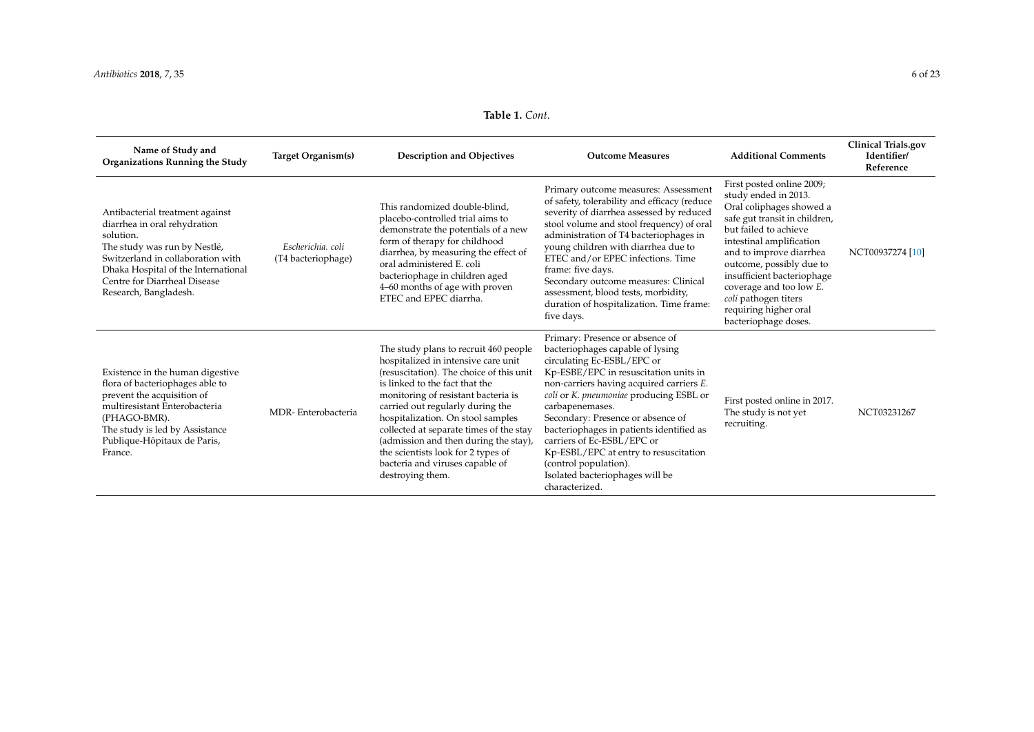**Table 1.** *Cont.*

| Name of Study and Organizations Running the Study | Target Organism(s) | Description and Objectives | Outcome Measures | Additional Comments | Clinical Trials.gov Identifier/ Reference |
|---|---|---|---|---|---|
| Antibacterial treatment against diarrhea in oral rehydration solution.<br>The study was run by Nestlé, Switzerland in collaboration with Dhaka Hospital of the International Centre for Diarrheal Disease Research, Bangladesh. | *Escherichia. coli* (T4 bacteriophage) | This randomized double-blind, placebo-controlled trial aims to demonstrate the potentials of a new form of therapy for childhood diarrhea, by measuring the effect of oral administered E. coli bacteriophage in children aged 4–60 months of age with proven ETEC and EPEC diarrha. | Primary outcome measures: Assessment of safety, tolerability and efficacy (reduce severity of diarrhea assessed by reduced stool volume and stool frequency) of oral administration of T4 bacteriophages in young children with diarrhea due to ETEC and/or EPEC infections. Time frame: five days.<br>Secondary outcome measures: Clinical assessment, blood tests, morbidity, duration of hospitalization. Time frame: five days. | First posted online 2009; study ended in 2013.<br>Oral coliphages showed a safe gut transit in children, but failed to achieve intestinal amplification and to improve diarrhea outcome, possibly due to insufficient bacteriophage coverage and too low *E. coli* pathogen titers requiring higher oral bacteriophage doses. | NCT00937274 [10] |
| Existence in the human digestive flora of bacteriophages able to prevent the acquisition of multiresistant Enterobacteria (PHAGO-BMR).<br>The study is led by Assistance Publique-Hôpitaux de Paris, France. | MDR- Enterobacteria | The study plans to recruit 460 people hospitalized in intensive care unit (resuscitation). The choice of this unit is linked to the fact that the monitoring of resistant bacteria is carried out regularly during the hospitalization. On stool samples collected at separate times of the stay (admission and then during the stay), the scientists look for 2 types of bacteria and viruses capable of destroying them. | Primary: Presence or absence of bacteriophages capable of lysing circulating Ec-ESBL/EPC or Kp-ESBE/EPC in resuscitation units in non-carriers having acquired carriers *E. coli* or *K. pneumoniae* producing ESBL or carbapenemases.<br>Secondary: Presence or absence of bacteriophages in patients identified as carriers of Ec-ESBL/EPC or Kp-ESBL/EPC at entry to resuscitation (control population).<br>Isolated bacteriophages will be characterized. | First posted online in 2017.<br>The study is not yet recruiting. | NCT03231267 |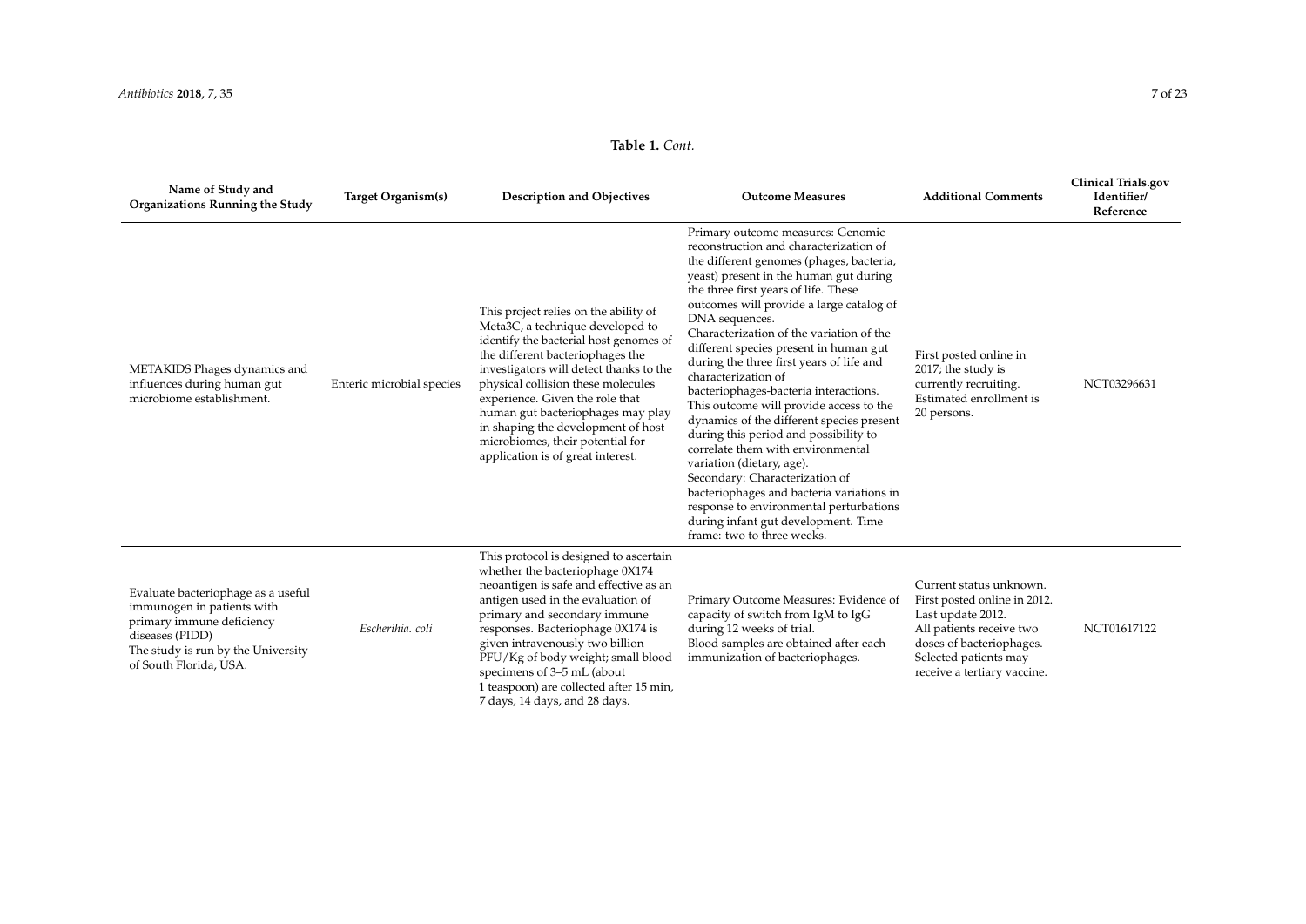**Table 1.** *Cont.*

| Name of Study and Organizations Running the Study | Target Organism(s) | Description and Objectives | Outcome Measures | Additional Comments | Clinical Trials.gov Identifier/ Reference |
|---|---|---|---|---|---|
| METAKIDS Phages dynamics and influences during human gut microbiome establishment. | Enteric microbial species | This project relies on the ability of Meta3C, a technique developed to identify the bacterial host genomes of the different bacteriophages the investigators will detect thanks to the physical collision these molecules experience. Given the role that human gut bacteriophages may play in shaping the development of host microbiomes, their potential for application is of great interest. | Primary outcome measures: Genomic reconstruction and characterization of the different genomes (phages, bacteria, yeast) present in the human gut during the three first years of life. These outcomes will provide a large catalog of DNA sequences. Characterization of the variation of the different species present in human gut during the three first years of life and characterization of bacteriophages-bacteria interactions. This outcome will provide access to the dynamics of the different species present during this period and possibility to correlate them with environmental variation (dietary, age). Secondary: Characterization of bacteriophages and bacteria variations in response to environmental perturbations during infant gut development. Time frame: two to three weeks. | First posted online in 2017; the study is currently recruiting. Estimated enrollment is 20 persons. | NCT03296631 |
| Evaluate bacteriophage as a useful immunogen in patients with primary immune deficiency diseases (PIDD) The study is run by the University of South Florida, USA. | *Escherihia. coli* | This protocol is designed to ascertain whether the bacteriophage 0X174 neoantigen is safe and effective as an antigen used in the evaluation of primary and secondary immune responses. Bacteriophage 0X174 is given intravenously two billion PFU/Kg of body weight; small blood specimens of 3–5 mL (about 1 teaspoon) are collected after 15 min, 7 days, 14 days, and 28 days. | Primary Outcome Measures: Evidence of capacity of switch from IgM to IgG during 12 weeks of trial. Blood samples are obtained after each immunization of bacteriophages. | Current status unknown. First posted online in 2012. Last update 2012. All patients receive two doses of bacteriophages. Selected patients may receive a tertiary vaccine. | NCT01617122 |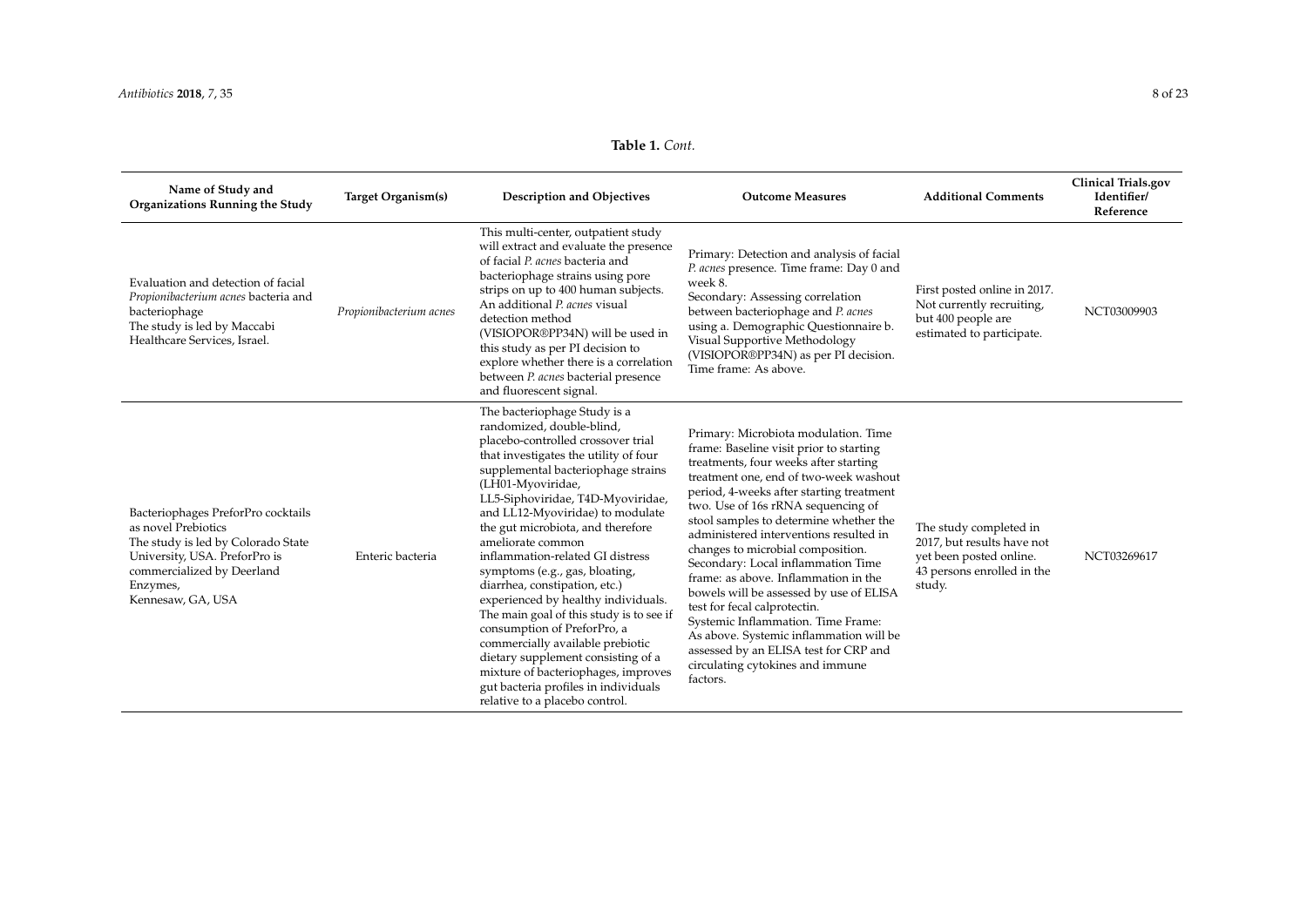**Table 1.** *Cont.*

| Name of Study and Organizations Running the Study | Target Organism(s) | Description and Objectives | Outcome Measures | Additional Comments | Clinical Trials.gov Identifier/ Reference |
|---|---|---|---|---|---|
| Evaluation and detection of facial *Propionibacterium acnes* bacteria and bacteriophage<br>The study is led by Maccabi Healthcare Services, Israel. | *Propionibacterium acnes* | This multi-center, outpatient study will extract and evaluate the presence of facial *P. acnes* bacteria and bacteriophage strains using pore strips on up to 400 human subjects. An additional *P. acnes* visual detection method (VISIOPOR®PP34N) will be used in this study as per PI decision to explore whether there is a correlation between *P. acnes* bacterial presence and fluorescent signal. | Primary: Detection and analysis of facial *P. acnes* presence. Time frame: Day 0 and week 8.<br>Secondary: Assessing correlation between bacteriophage and *P. acnes* using a. Demographic Questionnaire b. Visual Supportive Methodology (VISIOPOR®PP34N) as per PI decision. Time frame: As above. | First posted online in 2017. Not currently recruiting, but 400 people are estimated to participate. | NCT03009903 |
| Bacteriophages PreforPro cocktails as novel Prebiotics<br>The study is led by Colorado State University, USA. PreforPro is commercialized by Deerland Enzymes,<br>Kennesaw, GA, USA | Enteric bacteria | The bacteriophage Study is a randomized, double-blind, placebo-controlled crossover trial that investigates the utility of four supplemental bacteriophage strains (LH01-Myoviridae, LL5-Siphoviridae, T4D-Myoviridae, and LL12-Myoviridae) to modulate the gut microbiota, and therefore ameliorate common inflammation-related GI distress symptoms (e.g., gas, bloating, diarrhea, constipation, etc.) experienced by healthy individuals. The main goal of this study is to see if consumption of PreforPro, a commercially available prebiotic dietary supplement consisting of a mixture of bacteriophages, improves gut bacteria profiles in individuals relative to a placebo control. | Primary: Microbiota modulation. Time frame: Baseline visit prior to starting treatments, four weeks after starting treatment one, end of two-week washout period, 4-weeks after starting treatment two. Use of 16s rRNA sequencing of stool samples to determine whether the administered interventions resulted in changes to microbial composition.<br>Secondary: Local inflammation Time frame: as above. Inflammation in the bowels will be assessed by use of ELISA test for fecal calprotectin.<br>Systemic Inflammation. Time Frame: As above. Systemic inflammation will be assessed by an ELISA test for CRP and circulating cytokines and immune factors. | The study completed in 2017, but results have not yet been posted online. 43 persons enrolled in the study. | NCT03269617 |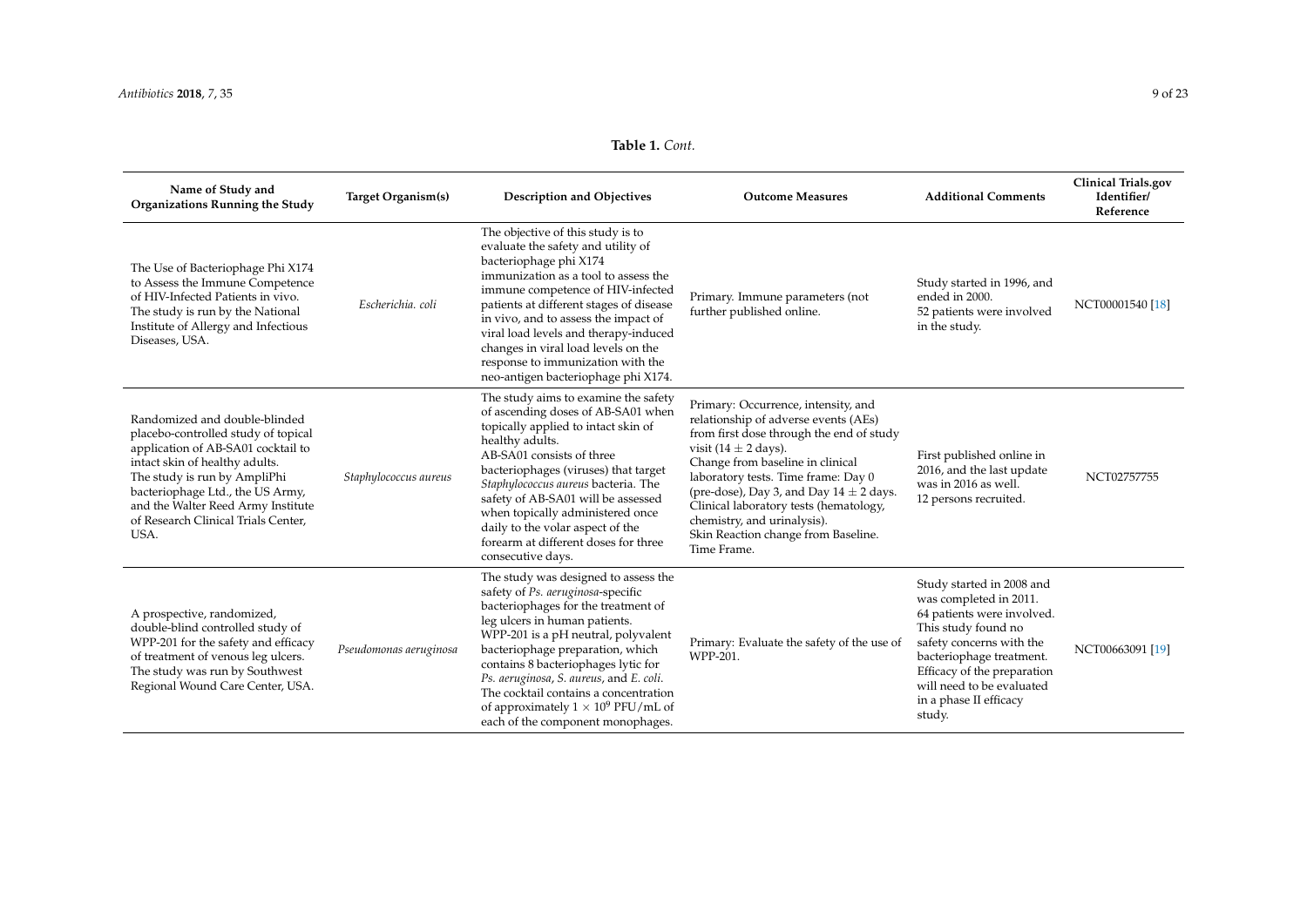**Table 1.** *Cont.*

| Name of Study and Organizations Running the Study | Target Organism(s) | Description and Objectives | Outcome Measures | Additional Comments | Clinical Trials.gov Identifier/ Reference |
|---|---|---|---|---|---|
| The Use of Bacteriophage Phi X174 to Assess the Immune Competence of HIV-Infected Patients in vivo. The study is run by the National Institute of Allergy and Infectious Diseases, USA. | *Escherichia. coli* | The objective of this study is to evaluate the safety and utility of bacteriophage phi X174 immunization as a tool to assess the immune competence of HIV-infected patients at different stages of disease in vivo, and to assess the impact of viral load levels and therapy-induced changes in viral load levels on the response to immunization with the neo-antigen bacteriophage phi X174. | Primary. Immune parameters (not further published online. | Study started in 1996, and ended in 2000. 52 patients were involved in the study. | NCT00001540 [18] |
| Randomized and double-blinded placebo-controlled study of topical application of AB-SA01 cocktail to intact skin of healthy adults. The study is run by AmpliPhi bacteriophage Ltd., the US Army, and the Walter Reed Army Institute of Research Clinical Trials Center, USA. | *Staphylococcus aureus* | The study aims to examine the safety of ascending doses of AB-SA01 when topically applied to intact skin of healthy adults. AB-SA01 consists of three bacteriophages (viruses) that target *Staphylococcus aureus* bacteria. The safety of AB-SA01 will be assessed when topically administered once daily to the volar aspect of the forearm at different doses for three consecutive days. | Primary: Occurrence, intensity, and relationship of adverse events (AEs) from first dose through the end of study visit (14 $\pm$ 2 days). Change from baseline in clinical laboratory tests. Time frame: Day 0 (pre-dose), Day 3, and Day 14 $\pm$ 2 days. Clinical laboratory tests (hematology, chemistry, and urinalysis). Skin Reaction change from Baseline. Time Frame. | First published online in 2016, and the last update was in 2016 as well. 12 persons recruited. | NCT02757755 |
| A prospective, randomized, double-blind controlled study of WPP-201 for the safety and efficacy of treatment of venous leg ulcers. The study was run by Southwest Regional Wound Care Center, USA. | *Pseudomonas aeruginosa* | The study was designed to assess the safety of *Ps. aeruginosa*-specific bacteriophages for the treatment of leg ulcers in human patients. WPP-201 is a pH neutral, polyvalent bacteriophage preparation, which contains 8 bacteriophages lytic for *Ps. aeruginosa*, *S. aureus*, and *E. coli*. The cocktail contains a concentration of approximately $1 \times 10^9$ PFU/mL of each of the component monophages. | Primary: Evaluate the safety of the use of WPP-201. | Study started in 2008 and was completed in 2011. 64 patients were involved. This study found no safety concerns with the bacteriophage treatment. Efficacy of the preparation will need to be evaluated in a phase II efficacy study. | NCT00663091 [19] |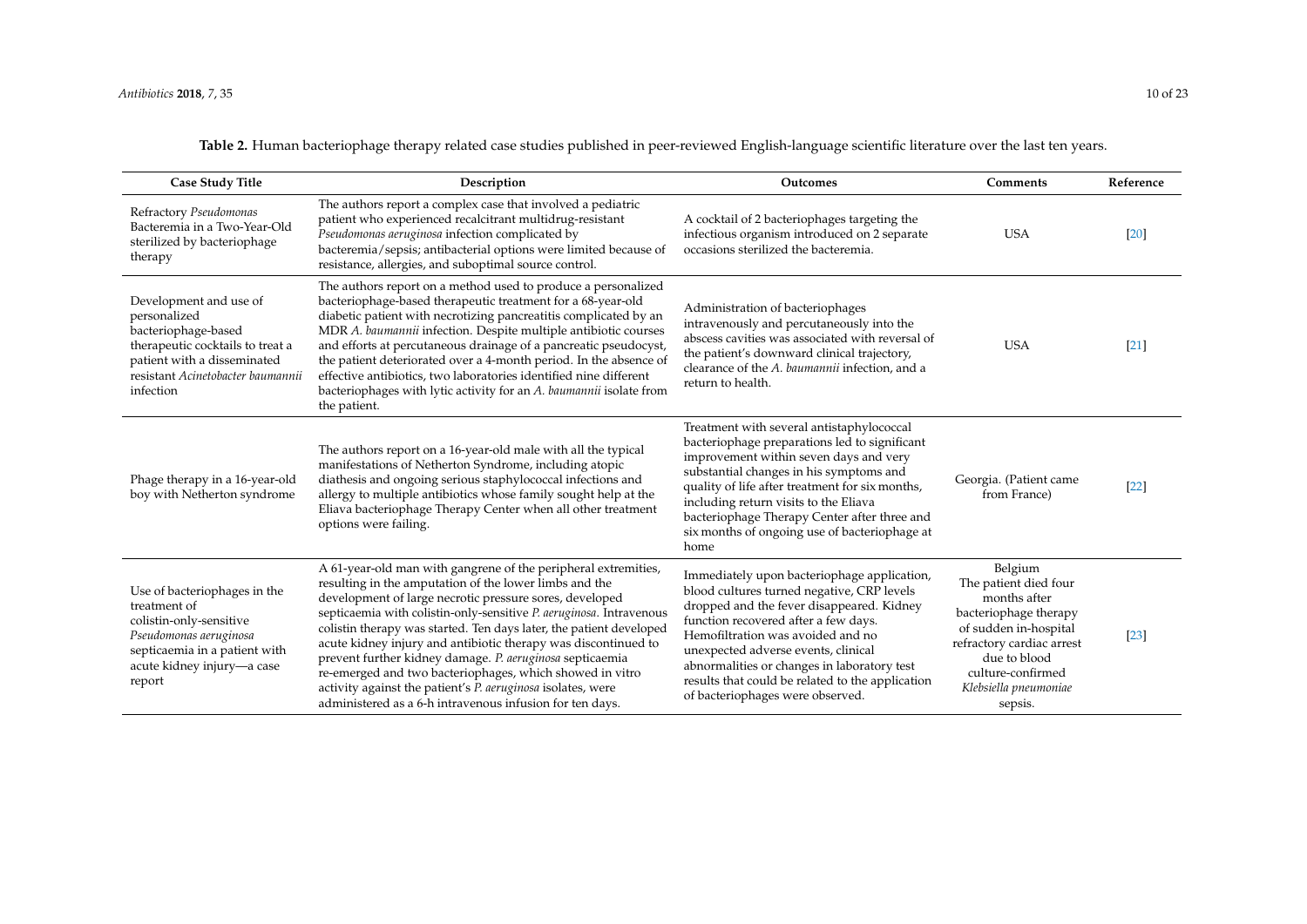**Table 2.** Human bacteriophage therapy related case studies published in peer-reviewed English-language scientific literature over the last ten years.

| Case Study Title | Description | Outcomes | Comments | Reference |
|---|---|---|---|---|
| Refractory *Pseudomonas* Bacteremia in a Two-Year-Old sterilized by bacteriophage therapy | The authors report a complex case that involved a pediatric patient who experienced recalcitrant multidrug-resistant *Pseudomonas aeruginosa* infection complicated by bacteremia/sepsis; antibacterial options were limited because of resistance, allergies, and suboptimal source control. | A cocktail of 2 bacteriophages targeting the infectious organism introduced on 2 separate occasions sterilized the bacteremia. | USA | [20] |
| Development and use of personalized bacteriophage-based therapeutic cocktails to treat a patient with a disseminated resistant *Acinetobacter baumannii* infection | The authors report on a method used to produce a personalized bacteriophage-based therapeutic treatment for a 68-year-old diabetic patient with necrotizing pancreatitis complicated by an MDR *A. baumannii* infection. Despite multiple antibiotic courses and efforts at percutaneous drainage of a pancreatic pseudocyst, the patient deteriorated over a 4-month period. In the absence of effective antibiotics, two laboratories identified nine different bacteriophages with lytic activity for an *A. baumannii* isolate from the patient. | Administration of bacteriophages intravenously and percutaneously into the abscess cavities was associated with reversal of the patient's downward clinical trajectory, clearance of the *A. baumannii* infection, and a return to health. | USA | [21] |
| Phage therapy in a 16-year-old boy with Netherton syndrome | The authors report on a 16-year-old male with all the typical manifestations of Netherton Syndrome, including atopic diathesis and ongoing serious staphylococcal infections and allergy to multiple antibiotics whose family sought help at the Eliava bacteriophage Therapy Center when all other treatment options were failing. | Treatment with several antistaphylococcal bacteriophage preparations led to significant improvement within seven days and very substantial changes in his symptoms and quality of life after treatment for six months, including return visits to the Eliava bacteriophage Therapy Center after three and six months of ongoing use of bacteriophage at home | Georgia. (Patient came from France) | [22] |
| Use of bacteriophages in the treatment of colistin-only-sensitive *Pseudomonas aeruginosa* septicaemia in a patient with acute kidney injury—a case report | A 61-year-old man with gangrene of the peripheral extremities, resulting in the amputation of the lower limbs and the development of large necrotic pressure sores, developed septicaemia with colistin-only-sensitive *P. aeruginosa*. Intravenous colistin therapy was started. Ten days later, the patient developed acute kidney injury and antibiotic therapy was discontinued to prevent further kidney damage. *P. aeruginosa* septicaemia re-emerged and two bacteriophages, which showed in vitro activity against the patient's *P. aeruginosa* isolates, were administered as a 6-h intravenous infusion for ten days. | Immediately upon bacteriophage application, blood cultures turned negative, CRP levels dropped and the fever disappeared. Kidney function recovered after a few days. Hemofiltration was avoided and no unexpected adverse events, clinical abnormalities or changes in laboratory test results that could be related to the application of bacteriophages were observed. | Belgium The patient died four months after bacteriophage therapy of sudden in-hospital refractory cardiac arrest due to blood culture-confirmed *Klebsiella pneumoniae* sepsis. | [23] |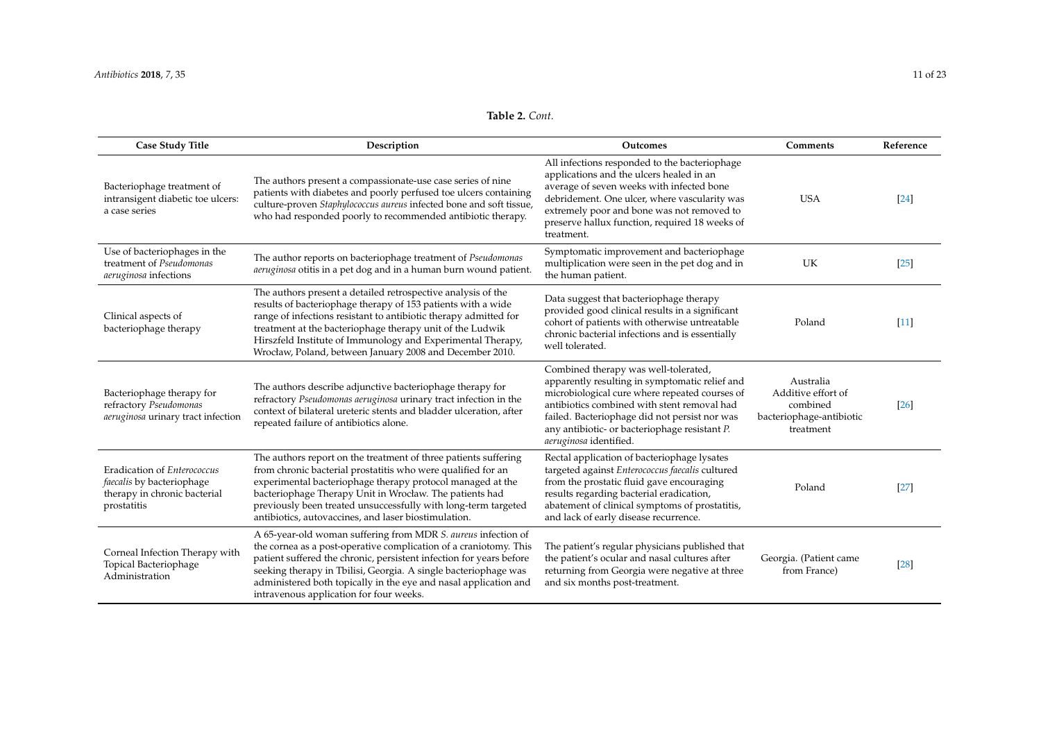**Table 2.** *Cont.*

| Case Study Title | Description | Outcomes | Comments | Reference |
|---|---|---|---|---|
| Bacteriophage treatment of intransigent diabetic toe ulcers: a case series | The authors present a compassionate-use case series of nine patients with diabetes and poorly perfused toe ulcers containing culture-proven *Staphylococcus aureus* infected bone and soft tissue, who had responded poorly to recommended antibiotic therapy. | All infections responded to the bacteriophage applications and the ulcers healed in an average of seven weeks with infected bone debridement. One ulcer, where vascularity was extremely poor and bone was not removed to preserve hallux function, required 18 weeks of treatment. | USA | [24] |
| Use of bacteriophages in the treatment of *Pseudomonas aeruginosa* infections | The author reports on bacteriophage treatment of *Pseudomonas aeruginosa* otitis in a pet dog and in a human burn wound patient. | Symptomatic improvement and bacteriophage multiplication were seen in the pet dog and in the human patient. | UK | [25] |
| Clinical aspects of bacteriophage therapy | The authors present a detailed retrospective analysis of the results of bacteriophage therapy of 153 patients with a wide range of infections resistant to antibiotic therapy admitted for treatment at the bacteriophage therapy unit of the Ludwik Hirszfeld Institute of Immunology and Experimental Therapy, Wrocław, Poland, between January 2008 and December 2010. | Data suggest that bacteriophage therapy provided good clinical results in a significant cohort of patients with otherwise untreatable chronic bacterial infections and is essentially well tolerated. | Poland | [11] |
| Bacteriophage therapy for refractory *Pseudomonas aeruginosa* urinary tract infection | The authors describe adjunctive bacteriophage therapy for refractory *Pseudomonas aeruginosa* urinary tract infection in the context of bilateral ureteric stents and bladder ulceration, after repeated failure of antibiotics alone. | Combined therapy was well-tolerated, apparently resulting in symptomatic relief and microbiological cure where repeated courses of antibiotics combined with stent removal had failed. Bacteriophage did not persist nor was any antibiotic- or bacteriophage-resistant *P. aeruginosa* identified. | Australia Additive effort of combined bacteriophage-antibiotic treatment | [26] |
| Eradication of *Enterococcus faecalis* by bacteriophage therapy in chronic bacterial prostatitis | The authors report on the treatment of three patients suffering from chronic bacterial prostatitis who were qualified for an experimental bacteriophage therapy protocol managed at the bacteriophage Therapy Unit in Wrocław. The patients had previously been treated unsuccessfully with long-term targeted antibiotics, autovaccines, and laser biostimulation. | Rectal application of bacteriophage lysates targeted against *Enterococcus faecalis* cultured from the prostatic fluid gave encouraging results regarding bacterial eradication, abatement of clinical symptoms of prostatitis, and lack of early disease recurrence. | Poland | [27] |
| Corneal Infection Therapy with Topical Bacteriophage Administration | A 65-year-old woman suffering from MDR *S. aureus* infection of the cornea as a post-operative complication of a craniotomy. This patient suffered the chronic, persistent infection for years before seeking therapy in Tbilisi, Georgia. A single bacteriophage was administered both topically in the eye and nasal application and intravenous application for four weeks. | The patient's regular physicians published that the patient's ocular and nasal cultures after returning from Georgia were negative at three and six months post-treatment. | Georgia. (Patient came from France) | [28] |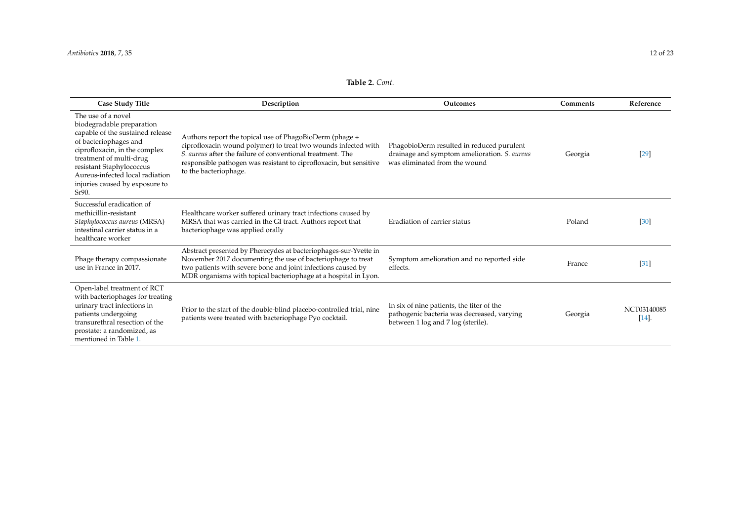**Table 2.** *Cont.*

| Case Study Title | Description | Outcomes | Comments | Reference |
| --- | --- | --- | --- | --- |
| The use of a novel biodegradable preparation capable of the sustained release of bacteriophages and ciprofloxacin, in the complex treatment of multi-drug resistant Staphylococcus Aureus-infected local radiation injuries caused by exposure to Sr90. | Authors report the topical use of PhagoBioDerm (phage + ciprofloxacin wound polymer) to treat two wounds infected with *S. aureus* after the failure of conventional treatment. The responsible pathogen was resistant to ciprofloxacin, but sensitive to the bacteriophage. | PhagobioDerm resulted in reduced purulent drainage and symptom amelioration. *S. aureus* was eliminated from the wound | Georgia | [29] |
| Successful eradication of methicillin-resistant *Staphylococcus aureus* (MRSA) intestinal carrier status in a healthcare worker | Healthcare worker suffered urinary tract infections caused by MRSA that was carried in the GI tract. Authors report that bacteriophage was applied orally | Eradiation of carrier status | Poland | [30] |
| Phage therapy compassionate use in France in 2017. | Abstract presented by Pherecydes at bacteriophages-sur-Yvette in November 2017 documenting the use of bacteriophage to treat two patients with severe bone and joint infections caused by MDR organisms with topical bacteriophage at a hospital in Lyon. | Symptom amelioration and no reported side effects. | France | [31] |
| Open-label treatment of RCT with bacteriophages for treating urinary tract infections in patients undergoing transurethral resection of the prostate: a randomized, as mentioned in Table 1. | Prior to the start of the double-blind placebo-controlled trial, nine patients were treated with bacteriophage Pyo cocktail. | In six of nine patients, the titer of the pathogenic bacteria was decreased, varying between 1 log and 7 log (sterile). | Georgia | NCT03140085 [14]. |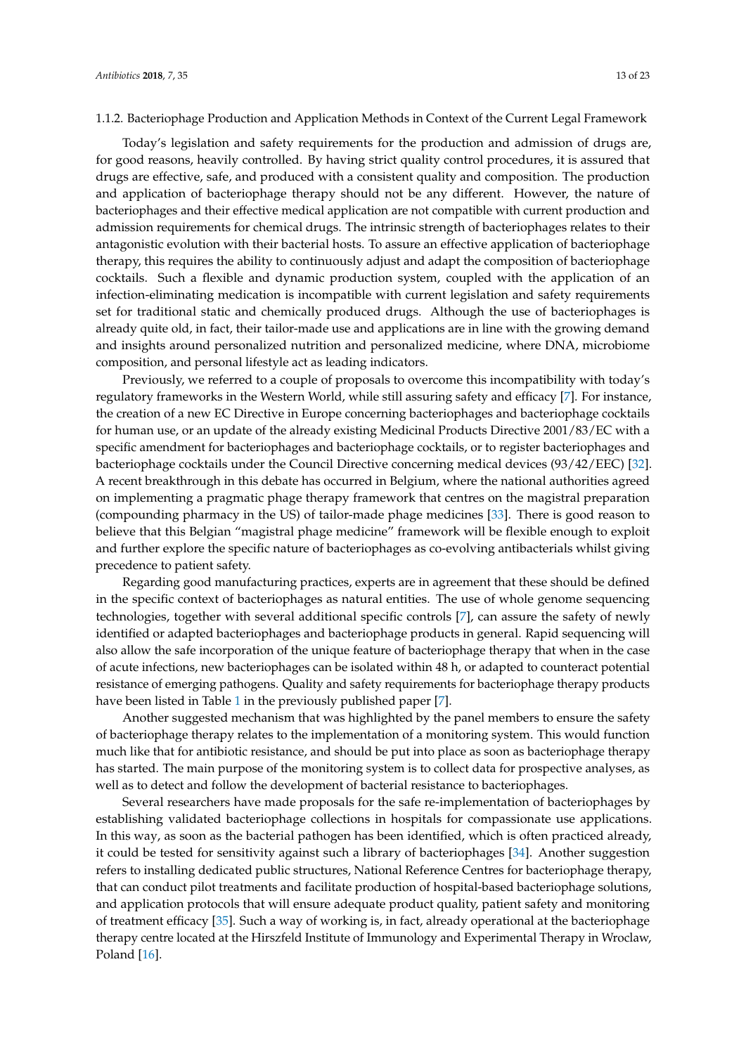#### 1.1.2. Bacteriophage Production and Application Methods in Context of the Current Legal Framework

Today's legislation and safety requirements for the production and admission of drugs are, for good reasons, heavily controlled. By having strict quality control procedures, it is assured that drugs are effective, safe, and produced with a consistent quality and composition. The production and application of bacteriophage therapy should not be any different. However, the nature of bacteriophages and their effective medical application are not compatible with current production and admission requirements for chemical drugs. The intrinsic strength of bacteriophages relates to their antagonistic evolution with their bacterial hosts. To assure an effective application of bacteriophage therapy, this requires the ability to continuously adjust and adapt the composition of bacteriophage cocktails. Such a flexible and dynamic production system, coupled with the application of an infection-eliminating medication is incompatible with current legislation and safety requirements set for traditional static and chemically produced drugs. Although the use of bacteriophages is already quite old, in fact, their tailor-made use and applications are in line with the growing demand and insights around personalized nutrition and personalized medicine, where DNA, microbiome composition, and personal lifestyle act as leading indicators.

Previously, we referred to a couple of proposals to overcome this incompatibility with today's regulatory frameworks in the Western World, while still assuring safety and efficacy [7]. For instance, the creation of a new EC Directive in Europe concerning bacteriophages and bacteriophage cocktails for human use, or an update of the already existing Medicinal Products Directive 2001/83/EC with a specific amendment for bacteriophages and bacteriophage cocktails, or to register bacteriophages and bacteriophage cocktails under the Council Directive concerning medical devices (93/42/EEC) [32]. A recent breakthrough in this debate has occurred in Belgium, where the national authorities agreed on implementing a pragmatic phage therapy framework that centres on the magistral preparation (compounding pharmacy in the US) of tailor-made phage medicines [33]. There is good reason to believe that this Belgian "magistral phage medicine" framework will be flexible enough to exploit and further explore the specific nature of bacteriophages as co-evolving antibacterials whilst giving precedence to patient safety.

Regarding good manufacturing practices, experts are in agreement that these should be defined in the specific context of bacteriophages as natural entities. The use of whole genome sequencing technologies, together with several additional specific controls [7], can assure the safety of newly identified or adapted bacteriophages and bacteriophage products in general. Rapid sequencing will also allow the safe incorporation of the unique feature of bacteriophage therapy that when in the case of acute infections, new bacteriophages can be isolated within 48 h, or adapted to counteract potential resistance of emerging pathogens. Quality and safety requirements for bacteriophage therapy products have been listed in Table 1 in the previously published paper [7].

Another suggested mechanism that was highlighted by the panel members to ensure the safety of bacteriophage therapy relates to the implementation of a monitoring system. This would function much like that for antibiotic resistance, and should be put into place as soon as bacteriophage therapy has started. The main purpose of the monitoring system is to collect data for prospective analyses, as well as to detect and follow the development of bacterial resistance to bacteriophages.

Several researchers have made proposals for the safe re-implementation of bacteriophages by establishing validated bacteriophage collections in hospitals for compassionate use applications. In this way, as soon as the bacterial pathogen has been identified, which is often practiced already, it could be tested for sensitivity against such a library of bacteriophages [34]. Another suggestion refers to installing dedicated public structures, National Reference Centres for bacteriophage therapy, that can conduct pilot treatments and facilitate production of hospital-based bacteriophage solutions, and application protocols that will ensure adequate product quality, patient safety and monitoring of treatment efficacy [35]. Such a way of working is, in fact, already operational at the bacteriophage therapy centre located at the Hirszfeld Institute of Immunology and Experimental Therapy in Wroclaw, Poland [16].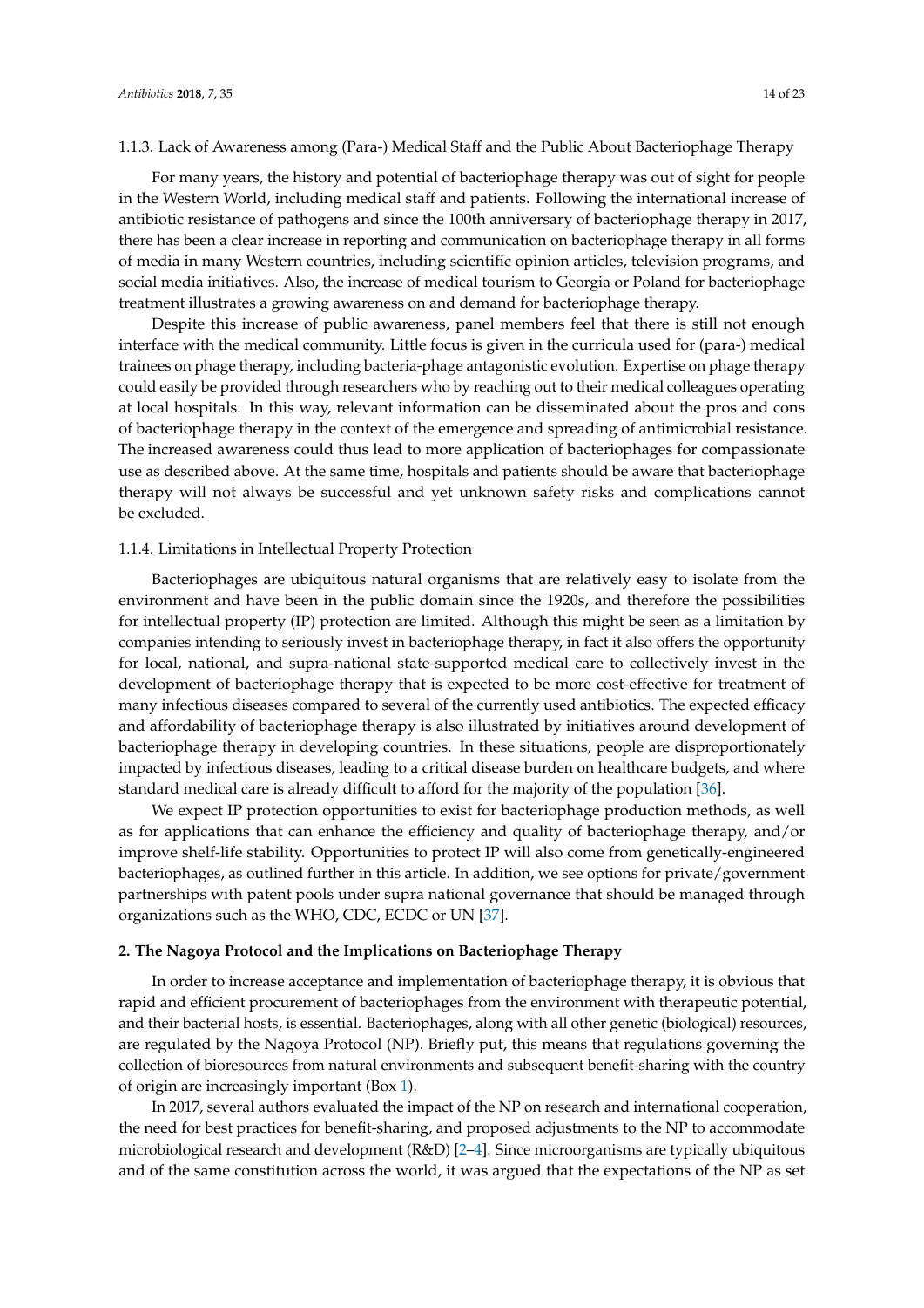### 1.1.3. Lack of Awareness among (Para-) Medical Staff and the Public About Bacteriophage Therapy

For many years, the history and potential of bacteriophage therapy was out of sight for people in the Western World, including medical staff and patients. Following the international increase of antibiotic resistance of pathogens and since the 100th anniversary of bacteriophage therapy in 2017, there has been a clear increase in reporting and communication on bacteriophage therapy in all forms of media in many Western countries, including scientific opinion articles, television programs, and social media initiatives. Also, the increase of medical tourism to Georgia or Poland for bacteriophage treatment illustrates a growing awareness on and demand for bacteriophage therapy.

Despite this increase of public awareness, panel members feel that there is still not enough interface with the medical community. Little focus is given in the curricula used for (para-) medical trainees on phage therapy, including bacteria-phage antagonistic evolution. Expertise on phage therapy could easily be provided through researchers who by reaching out to their medical colleagues operating at local hospitals. In this way, relevant information can be disseminated about the pros and cons of bacteriophage therapy in the context of the emergence and spreading of antimicrobial resistance. The increased awareness could thus lead to more application of bacteriophages for compassionate use as described above. At the same time, hospitals and patients should be aware that bacteriophage therapy will not always be successful and yet unknown safety risks and complications cannot be excluded.

### 1.1.4. Limitations in Intellectual Property Protection

Bacteriophages are ubiquitous natural organisms that are relatively easy to isolate from the environment and have been in the public domain since the 1920s, and therefore the possibilities for intellectual property (IP) protection are limited. Although this might be seen as a limitation by companies intending to seriously invest in bacteriophage therapy, in fact it also offers the opportunity for local, national, and supra-national state-supported medical care to collectively invest in the development of bacteriophage therapy that is expected to be more cost-effective for treatment of many infectious diseases compared to several of the currently used antibiotics. The expected efficacy and affordability of bacteriophage therapy is also illustrated by initiatives around development of bacteriophage therapy in developing countries. In these situations, people are disproportionately impacted by infectious diseases, leading to a critical disease burden on healthcare budgets, and where standard medical care is already difficult to afford for the majority of the population [36].

We expect IP protection opportunities to exist for bacteriophage production methods, as well as for applications that can enhance the efficiency and quality of bacteriophage therapy, and/or improve shelf-life stability. Opportunities to protect IP will also come from genetically-engineered bacteriophages, as outlined further in this article. In addition, we see options for private/government partnerships with patent pools under supra national governance that should be managed through organizations such as the WHO, CDC, ECDC or UN [37].

## 2. The Nagoya Protocol and the Implications on Bacteriophage Therapy

In order to increase acceptance and implementation of bacteriophage therapy, it is obvious that rapid and efficient procurement of bacteriophages from the environment with therapeutic potential, and their bacterial hosts, is essential. Bacteriophages, along with all other genetic (biological) resources, are regulated by the Nagoya Protocol (NP). Briefly put, this means that regulations governing the collection of bioresources from natural environments and subsequent benefit-sharing with the country of origin are increasingly important (Box 1).

In 2017, several authors evaluated the impact of the NP on research and international cooperation, the need for best practices for benefit-sharing, and proposed adjustments to the NP to accommodate microbiological research and development (R&D) [2–4]. Since microorganisms are typically ubiquitous and of the same constitution across the world, it was argued that the expectations of the NP as set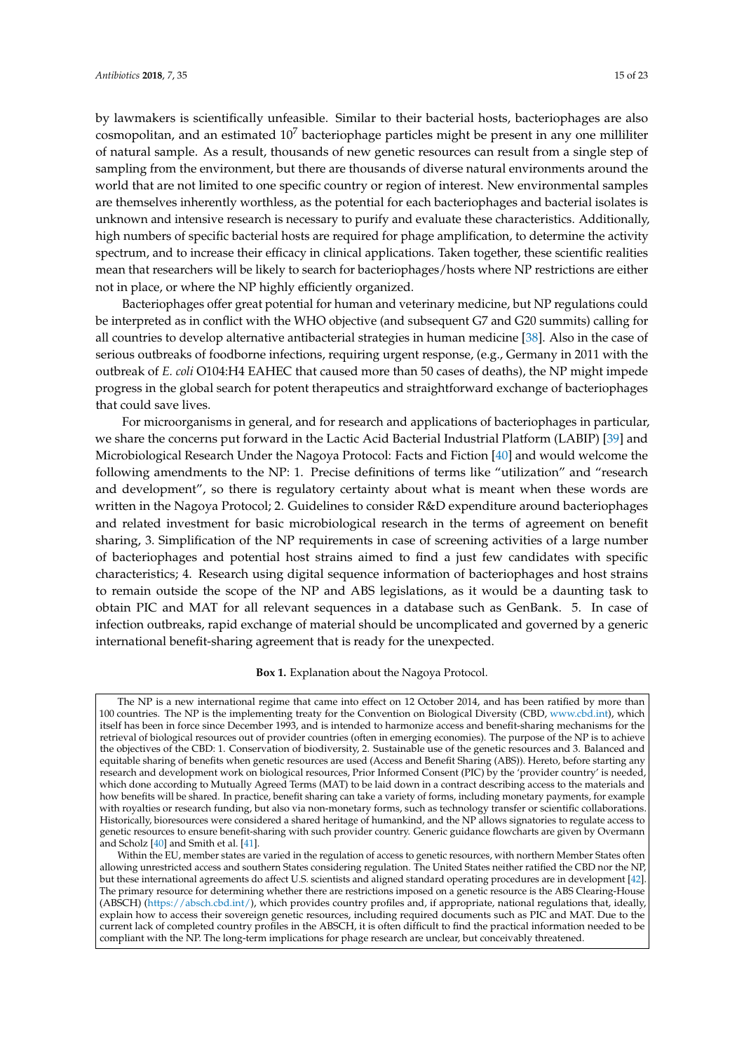by lawmakers is scientifically unfeasible. Similar to their bacterial hosts, bacteriophages are also cosmopolitan, and an estimated $10^7$ bacteriophage particles might be present in any one milliliter of natural sample. As a result, thousands of new genetic resources can result from a single step of sampling from the environment, but there are thousands of diverse natural environments around the world that are not limited to one specific country or region of interest. New environmental samples are themselves inherently worthless, as the potential for each bacteriophages and bacterial isolates is unknown and intensive research is necessary to purify and evaluate these characteristics. Additionally, high numbers of specific bacterial hosts are required for phage amplification, to determine the activity spectrum, and to increase their efficacy in clinical applications. Taken together, these scientific realities mean that researchers will be likely to search for bacteriophages/hosts where NP restrictions are either not in place, or where the NP highly efficiently organized.

Bacteriophages offer great potential for human and veterinary medicine, but NP regulations could be interpreted as in conflict with the WHO objective (and subsequent G7 and G20 summits) calling for all countries to develop alternative antibacterial strategies in human medicine [38]. Also in the case of serious outbreaks of foodborne infections, requiring urgent response, (e.g., Germany in 2011 with the outbreak of *E. coli* O104:H4 EAHEC that caused more than 50 cases of deaths), the NP might impede progress in the global search for potent therapeutics and straightforward exchange of bacteriophages that could save lives.

For microorganisms in general, and for research and applications of bacteriophages in particular, we share the concerns put forward in the Lactic Acid Bacterial Industrial Platform (LABIP) [39] and Microbiological Research Under the Nagoya Protocol: Facts and Fiction [40] and would welcome the following amendments to the NP: 1. Precise definitions of terms like "utilization" and "research and development", so there is regulatory certainty about what is meant when these words are written in the Nagoya Protocol; 2. Guidelines to consider R&D expenditure around bacteriophages and related investment for basic microbiological research in the terms of agreement on benefit sharing, 3. Simplification of the NP requirements in case of screening activities of a large number of bacteriophages and potential host strains aimed to find a just few candidates with specific characteristics; 4. Research using digital sequence information of bacteriophages and host strains to remain outside the scope of the NP and ABS legislations, as it would be a daunting task to obtain PIC and MAT for all relevant sequences in a database such as GenBank. 5. In case of infection outbreaks, rapid exchange of material should be uncomplicated and governed by a generic international benefit-sharing agreement that is ready for the unexpected.

**Box 1.** Explanation about the Nagoya Protocol.

The NP is a new international regime that came into effect on 12 October 2014, and has been ratified by more than 100 countries. The NP is the implementing treaty for the Convention on Biological Diversity (CBD, www.cbd.int), which itself has been in force since December 1993, and is intended to harmonize access and benefit-sharing mechanisms for the retrieval of biological resources out of provider countries (often in emerging economies). The purpose of the NP is to achieve the objectives of the CBD: 1. Conservation of biodiversity, 2. Sustainable use of the genetic resources and 3. Balanced and equitable sharing of benefits when genetic resources are used (Access and Benefit Sharing (ABS)). Hereto, before starting any research and development work on biological resources, Prior Informed Consent (PIC) by the 'provider country' is needed, which done according to Mutually Agreed Terms (MAT) to be laid down in a contract describing access to the materials and how benefits will be shared. In practice, benefit sharing can take a variety of forms, including monetary payments, for example with royalties or research funding, but also via non-monetary forms, such as technology transfer or scientific collaborations. Historically, bioresources were considered a shared heritage of humankind, and the NP allows signatories to regulate access to genetic resources to ensure benefit-sharing with such provider country. Generic guidance flowcharts are given by Overmann and Scholz [40] and Smith et al. [41].

Within the EU, member states are varied in the regulation of access to genetic resources, with northern Member States often allowing unrestricted access and southern States considering regulation. The United States neither ratified the CBD nor the NP, but these international agreements do affect U.S. scientists and aligned standard operating procedures are in development [42]. The primary resource for determining whether there are restrictions imposed on a genetic resource is the ABS Clearing-House (ABSCH) (https://absch.cbd.int/), which provides country profiles and, if appropriate, national regulations that, ideally, explain how to access their sovereign genetic resources, including required documents such as PIC and MAT. Due to the current lack of completed country profiles in the ABSCH, it is often difficult to find the practical information needed to be compliant with the NP. The long-term implications for phage research are unclear, but conceivably threatened.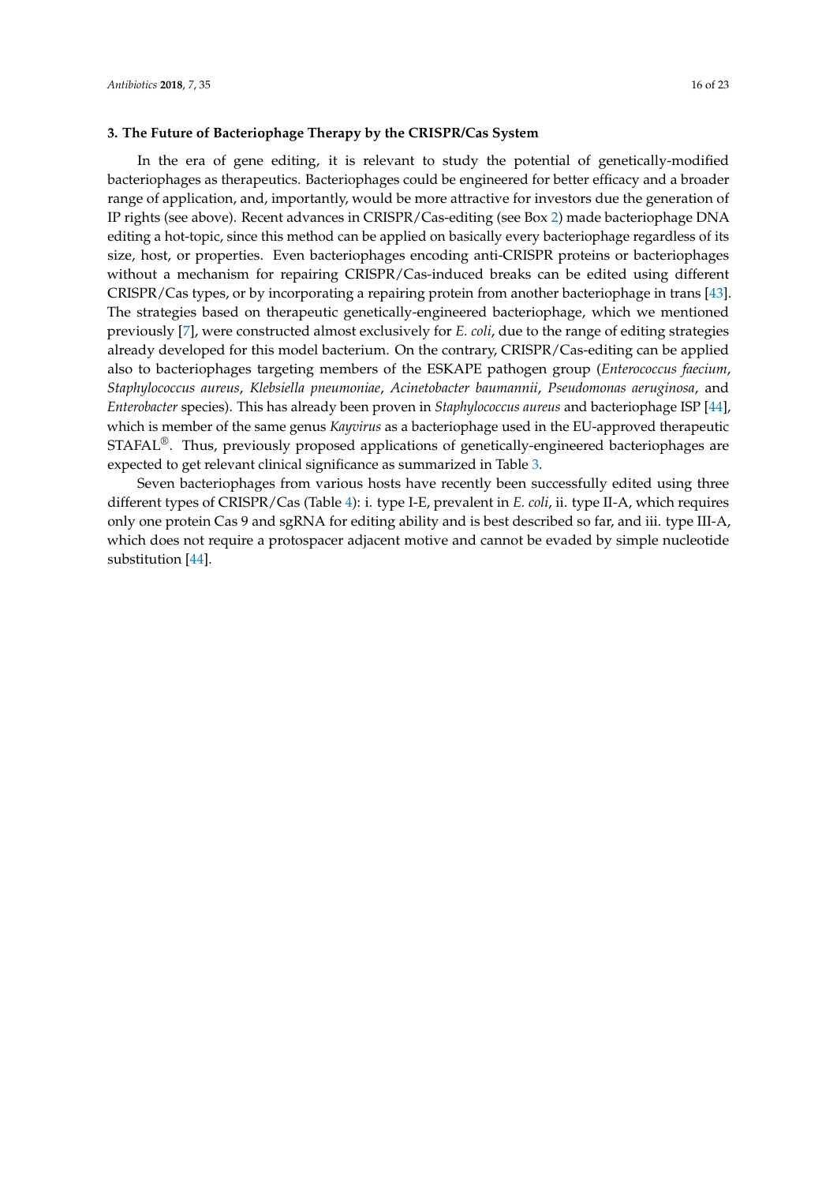## 3. The Future of Bacteriophage Therapy by the CRISPR/Cas System

In the era of gene editing, it is relevant to study the potential of genetically-modified bacteriophages as therapeutics. Bacteriophages could be engineered for better efficacy and a broader range of application, and, importantly, would be more attractive for investors due the generation of IP rights (see above). Recent advances in CRISPR/Cas-editing (see Box 2) made bacteriophage DNA editing a hot-topic, since this method can be applied on basically every bacteriophage regardless of its size, host, or properties. Even bacteriophages encoding anti-CRISPR proteins or bacteriophages without a mechanism for repairing CRISPR/Cas-induced breaks can be edited using different CRISPR/Cas types, or by incorporating a repairing protein from another bacteriophage in trans [43]. The strategies based on therapeutic genetically-engineered bacteriophage, which we mentioned previously [7], were constructed almost exclusively for *E. coli*, due to the range of editing strategies already developed for this model bacterium. On the contrary, CRISPR/Cas-editing can be applied also to bacteriophages targeting members of the ESKAPE pathogen group (*Enterococcus faecium*, *Staphylococcus aureus*, *Klebsiella pneumoniae*, *Acinetobacter baumannii*, *Pseudomonas aeruginosa*, and *Enterobacter* species). This has already been proven in *Staphylococcus aureus* and bacteriophage ISP [44], which is member of the same genus *Kayvirus* as a bacteriophage used in the EU-approved therapeutic STAFAL®. Thus, previously proposed applications of genetically-engineered bacteriophages are expected to get relevant clinical significance as summarized in Table 3.

Seven bacteriophages from various hosts have recently been successfully edited using three different types of CRISPR/Cas (Table 4): i. type I-E, prevalent in *E. coli*, ii. type II-A, which requires only one protein Cas 9 and sgRNA for editing ability and is best described so far, and iii. type III-A, which does not require a protospacer adjacent motive and cannot be evaded by simple nucleotide substitution [44].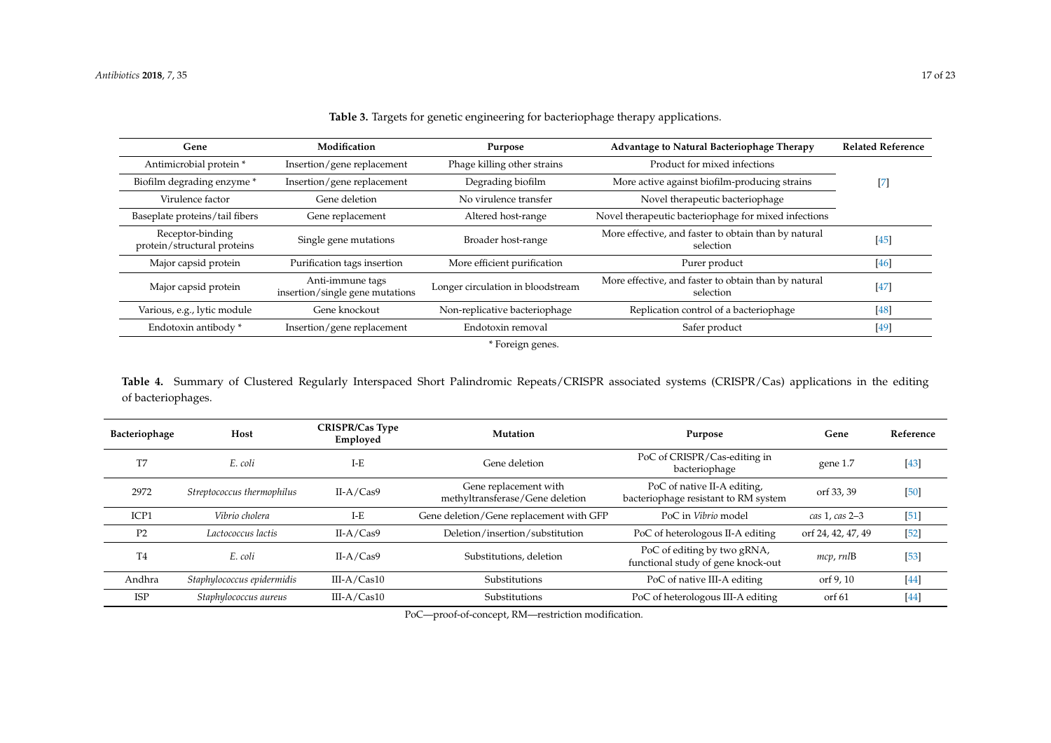**Table 3.** Targets for genetic engineering for bacteriophage therapy applications.

| Gene | Modification | Purpose | Advantage to Natural Bacteriophage Therapy | Related Reference |
|---|---|---|---|---|
| Antimicrobial protein * | Insertion/gene replacement | Phage killing other strains | Product for mixed infections | [7] |
| Biofilm degrading enzyme * | Insertion/gene replacement | Degrading biofilm | More active against biofilm-producing strains | |
| Virulence factor | Gene deletion | No virulence transfer | Novel therapeutic bacteriophage | |
| Baseplate proteins/tail fibers | Gene replacement | Altered host-range | Novel therapeutic bacteriophage for mixed infections | |
| Receptor-binding protein/structural proteins | Single gene mutations | Broader host-range | More effective, and faster to obtain than by natural selection | [45] |
| Major capsid protein | Purification tags insertion | More efficient purification | Purer product | [46] |
| Major capsid protein | Anti-immune tags insertion/single gene mutations | Longer circulation in bloodstream | More effective, and faster to obtain than by natural selection | [47] |
| Various, e.g., lytic module | Gene knockout | Non-replicative bacteriophage | Replication control of a bacteriophage | [48] |
| Endotoxin antibody * | Insertion/gene replacement | Endotoxin removal | Safer product | [49] |

* Foreign genes.

**Table 4.** Summary of Clustered Regularly Interspaced Short Palindromic Repeats/CRISPR associated systems (CRISPR/Cas) applications in the editing of bacteriophages.

| Bacteriophage | Host | CRISPR/Cas Type Employed | Mutation | Purpose | Gene | Reference |
|---|---|---|---|---|---|---|
| T7 | *E. coli* | I-E | Gene deletion | PoC of CRISPR/Cas-editing in bacteriophage | gene 1.7 | [43] |
| 2972 | *Streptococcus thermophilus* | II-A/Cas9 | Gene replacement with methyltransferase/Gene deletion | PoC of native II-A editing, bacteriophage resistant to RM system | orf 33, 39 | [50] |
| ICP1 | *Vibrio cholera* | I-E | Gene deletion/Gene replacement with GFP | PoC in *Vibrio* model | *cas* 1, *cas* 2–3 | [51] |
| P2 | *Lactococcus lactis* | II-A/Cas9 | Deletion/insertion/substitution | PoC of heterologous II-A editing | orf 24, 42, 47, 49 | [52] |
| T4 | *E. coli* | II-A/Cas9 | Substitutions, deletion | PoC of editing by two gRNA, functional study of gene knock-out | *mcp*, *rnl*B | [53] |
| Andhra | *Staphylococcus epidermidis* | III-A/Cas10 | Substitutions | PoC of native III-A editing | orf 9, 10 | [44] |
| ISP | *Staphylococcus aureus* | III-A/Cas10 | Substitutions | PoC of heterologous III-A editing | orf 61 | [44] |

PoC—proof-of-concept, RM—restriction modification.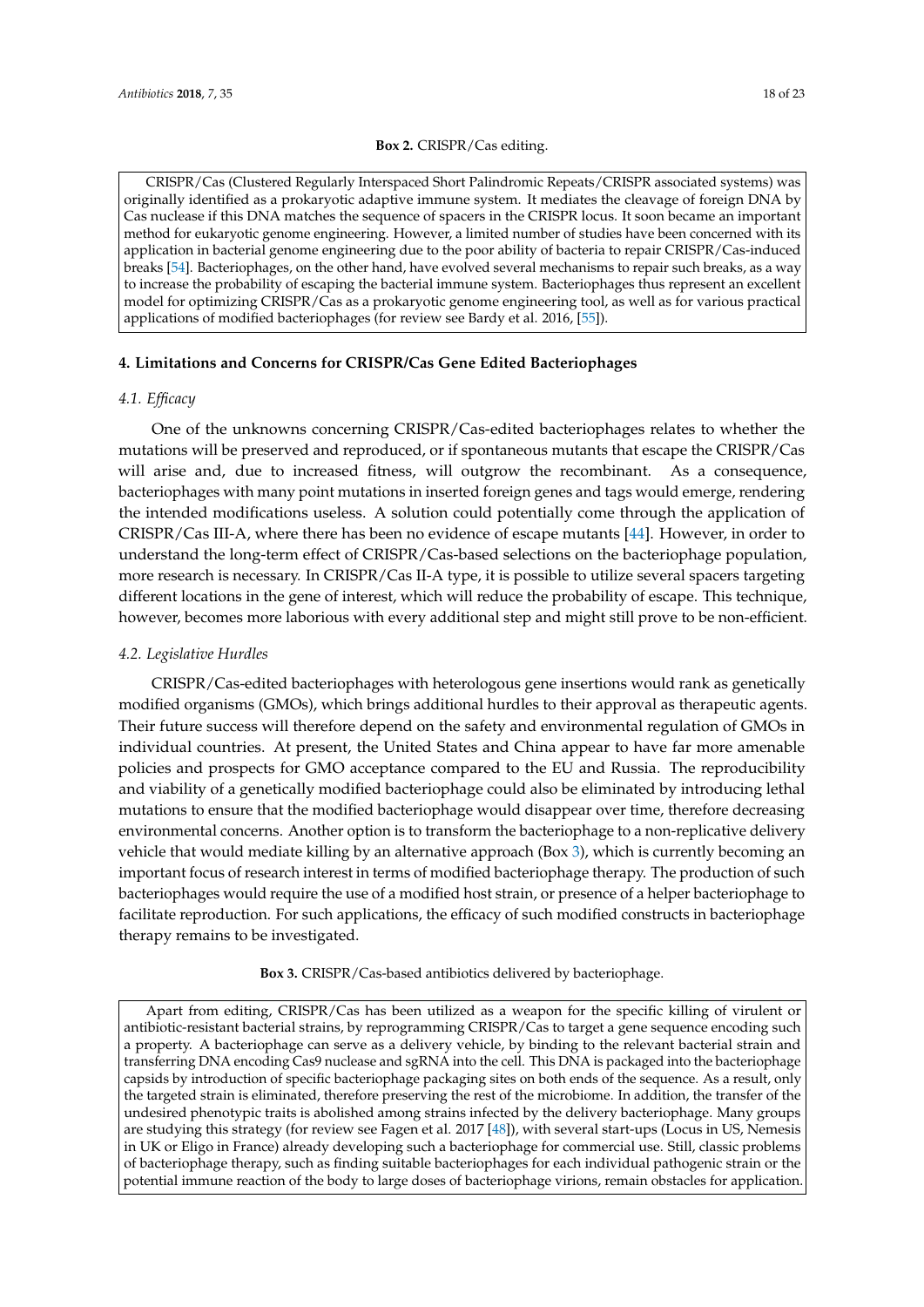**Box 2.** CRISPR/Cas editing.

CRISPR/Cas (Clustered Regularly Interspaced Short Palindromic Repeats/CRISPR associated systems) was originally identified as a prokaryotic adaptive immune system. It mediates the cleavage of foreign DNA by Cas nuclease if this DNA matches the sequence of spacers in the CRISPR locus. It soon became an important method for eukaryotic genome engineering. However, a limited number of studies have been concerned with its application in bacterial genome engineering due to the poor ability of bacteria to repair CRISPR/Cas-induced breaks [54]. Bacteriophages, on the other hand, have evolved several mechanisms to repair such breaks, as a way to increase the probability of escaping the bacterial immune system. Bacteriophages thus represent an excellent model for optimizing CRISPR/Cas as a prokaryotic genome engineering tool, as well as for various practical applications of modified bacteriophages (for review see Bardy et al. 2016, [55]).

## 4. Limitations and Concerns for CRISPR/Cas Gene Edited Bacteriophages

### 4.1. Efficacy

One of the unknowns concerning CRISPR/Cas-edited bacteriophages relates to whether the mutations will be preserved and reproduced, or if spontaneous mutants that escape the CRISPR/Cas will arise and, due to increased fitness, will outgrow the recombinant. As a consequence, bacteriophages with many point mutations in inserted foreign genes and tags would emerge, rendering the intended modifications useless. A solution could potentially come through the application of CRISPR/Cas III-A, where there has been no evidence of escape mutants [44]. However, in order to understand the long-term effect of CRISPR/Cas-based selections on the bacteriophage population, more research is necessary. In CRISPR/Cas II-A type, it is possible to utilize several spacers targeting different locations in the gene of interest, which will reduce the probability of escape. This technique, however, becomes more laborious with every additional step and might still prove to be non-efficient.

### 4.2. Legislative Hurdles

CRISPR/Cas-edited bacteriophages with heterologous gene insertions would rank as genetically modified organisms (GMOs), which brings additional hurdles to their approval as therapeutic agents. Their future success will therefore depend on the safety and environmental regulation of GMOs in individual countries. At present, the United States and China appear to have far more amenable policies and prospects for GMO acceptance compared to the EU and Russia. The reproducibility and viability of a genetically modified bacteriophage could also be eliminated by introducing lethal mutations to ensure that the modified bacteriophage would disappear over time, therefore decreasing environmental concerns. Another option is to transform the bacteriophage to a non-replicative delivery vehicle that would mediate killing by an alternative approach (Box 3), which is currently becoming an important focus of research interest in terms of modified bacteriophage therapy. The production of such bacteriophages would require the use of a modified host strain, or presence of a helper bacteriophage to facilitate reproduction. For such applications, the efficacy of such modified constructs in bacteriophage therapy remains to be investigated.

**Box 3.** CRISPR/Cas-based antibiotics delivered by bacteriophage.

Apart from editing, CRISPR/Cas has been utilized as a weapon for the specific killing of virulent or antibiotic-resistant bacterial strains, by reprogramming CRISPR/Cas to target a gene sequence encoding such a property. A bacteriophage can serve as a delivery vehicle, by binding to the relevant bacterial strain and transferring DNA encoding Cas9 nuclease and sgRNA into the cell. This DNA is packaged into the bacteriophage capsids by introduction of specific bacteriophage packaging sites on both ends of the sequence. As a result, only the targeted strain is eliminated, therefore preserving the rest of the microbiome. In addition, the transfer of the undesired phenotypic traits is abolished among strains infected by the delivery bacteriophage. Many groups are studying this strategy (for review see Fagen et al. 2017 [48]), with several start-ups (Locus in US, Nemesis in UK or Eligo in France) already developing such a bacteriophage for commercial use. Still, classic problems of bacteriophage therapy, such as finding suitable bacteriophages for each individual pathogenic strain or the potential immune reaction of the body to large doses of bacteriophage virions, remain obstacles for application.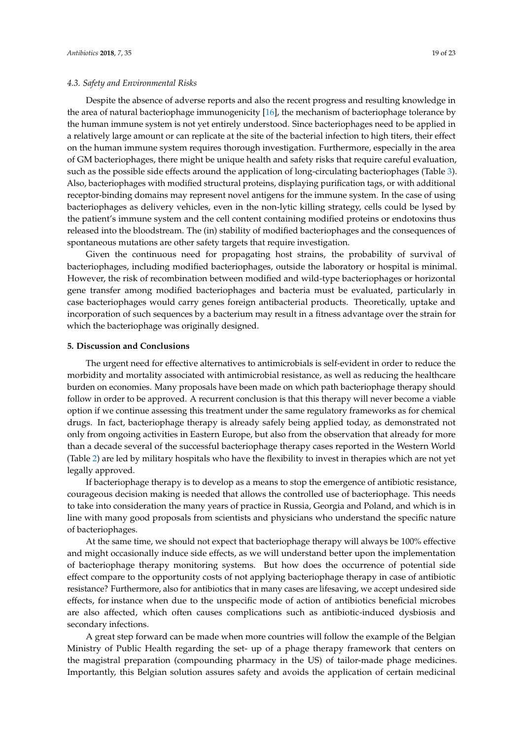### 4.3. Safety and Environmental Risks

Despite the absence of adverse reports and also the recent progress and resulting knowledge in the area of natural bacteriophage immunogenicity [16], the mechanism of bacteriophage tolerance by the human immune system is not yet entirely understood. Since bacteriophages need to be applied in a relatively large amount or can replicate at the site of the bacterial infection to high titers, their effect on the human immune system requires thorough investigation. Furthermore, especially in the area of GM bacteriophages, there might be unique health and safety risks that require careful evaluation, such as the possible side effects around the application of long-circulating bacteriophages (Table 3). Also, bacteriophages with modified structural proteins, displaying purification tags, or with additional receptor-binding domains may represent novel antigens for the immune system. In the case of using bacteriophages as delivery vehicles, even in the non-lytic killing strategy, cells could be lysed by the patient's immune system and the cell content containing modified proteins or endotoxins thus released into the bloodstream. The (in) stability of modified bacteriophages and the consequences of spontaneous mutations are other safety targets that require investigation.

Given the continuous need for propagating host strains, the probability of survival of bacteriophages, including modified bacteriophages, outside the laboratory or hospital is minimal. However, the risk of recombination between modified and wild-type bacteriophages or horizontal gene transfer among modified bacteriophages and bacteria must be evaluated, particularly in case bacteriophages would carry genes foreign antibacterial products. Theoretically, uptake and incorporation of such sequences by a bacterium may result in a fitness advantage over the strain for which the bacteriophage was originally designed.

## 5. Discussion and Conclusions

The urgent need for effective alternatives to antimicrobials is self-evident in order to reduce the morbidity and mortality associated with antimicrobial resistance, as well as reducing the healthcare burden on economies. Many proposals have been made on which path bacteriophage therapy should follow in order to be approved. A recurrent conclusion is that this therapy will never become a viable option if we continue assessing this treatment under the same regulatory frameworks as for chemical drugs. In fact, bacteriophage therapy is already safely being applied today, as demonstrated not only from ongoing activities in Eastern Europe, but also from the observation that already for more than a decade several of the successful bacteriophage therapy cases reported in the Western World (Table 2) are led by military hospitals who have the flexibility to invest in therapies which are not yet legally approved.

If bacteriophage therapy is to develop as a means to stop the emergence of antibiotic resistance, courageous decision making is needed that allows the controlled use of bacteriophage. This needs to take into consideration the many years of practice in Russia, Georgia and Poland, and which is in line with many good proposals from scientists and physicians who understand the specific nature of bacteriophages.

At the same time, we should not expect that bacteriophage therapy will always be 100% effective and might occasionally induce side effects, as we will understand better upon the implementation of bacteriophage therapy monitoring systems. But how does the occurrence of potential side effect compare to the opportunity costs of not applying bacteriophage therapy in case of antibiotic resistance? Furthermore, also for antibiotics that in many cases are lifesaving, we accept undesired side effects, for instance when due to the unspecific mode of action of antibiotics beneficial microbes are also affected, which often causes complications such as antibiotic-induced dysbiosis and secondary infections.

A great step forward can be made when more countries will follow the example of the Belgian Ministry of Public Health regarding the set- up of a phage therapy framework that centers on the magistral preparation (compounding pharmacy in the US) of tailor-made phage medicines. Importantly, this Belgian solution assures safety and avoids the application of certain medicinal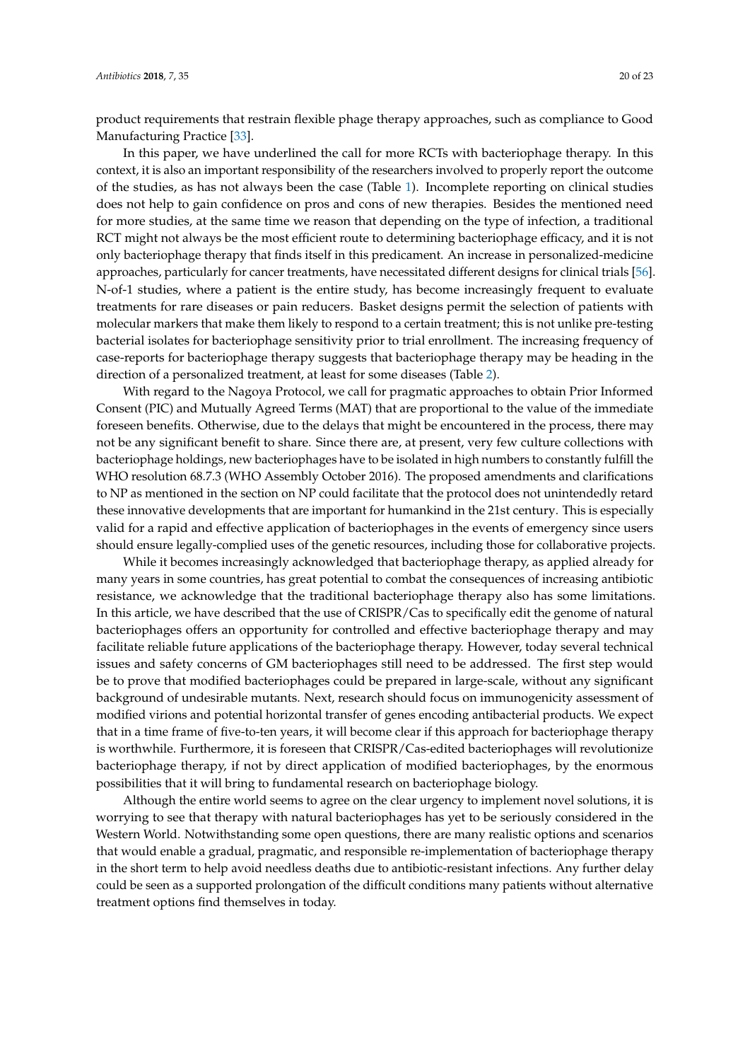product requirements that restrain flexible phage therapy approaches, such as compliance to Good Manufacturing Practice [33].

In this paper, we have underlined the call for more RCTs with bacteriophage therapy. In this context, it is also an important responsibility of the researchers involved to properly report the outcome of the studies, as has not always been the case (Table 1). Incomplete reporting on clinical studies does not help to gain confidence on pros and cons of new therapies. Besides the mentioned need for more studies, at the same time we reason that depending on the type of infection, a traditional RCT might not always be the most efficient route to determining bacteriophage efficacy, and it is not only bacteriophage therapy that finds itself in this predicament. An increase in personalized-medicine approaches, particularly for cancer treatments, have necessitated different designs for clinical trials [56]. N-of-1 studies, where a patient is the entire study, has become increasingly frequent to evaluate treatments for rare diseases or pain reducers. Basket designs permit the selection of patients with molecular markers that make them likely to respond to a certain treatment; this is not unlike pre-testing bacterial isolates for bacteriophage sensitivity prior to trial enrollment. The increasing frequency of case-reports for bacteriophage therapy suggests that bacteriophage therapy may be heading in the direction of a personalized treatment, at least for some diseases (Table 2).

With regard to the Nagoya Protocol, we call for pragmatic approaches to obtain Prior Informed Consent (PIC) and Mutually Agreed Terms (MAT) that are proportional to the value of the immediate foreseen benefits. Otherwise, due to the delays that might be encountered in the process, there may not be any significant benefit to share. Since there are, at present, very few culture collections with bacteriophage holdings, new bacteriophages have to be isolated in high numbers to constantly fulfill the WHO resolution 68.7.3 (WHO Assembly October 2016). The proposed amendments and clarifications to NP as mentioned in the section on NP could facilitate that the protocol does not unintendedly retard these innovative developments that are important for humankind in the 21st century. This is especially valid for a rapid and effective application of bacteriophages in the events of emergency since users should ensure legally-complied uses of the genetic resources, including those for collaborative projects.

While it becomes increasingly acknowledged that bacteriophage therapy, as applied already for many years in some countries, has great potential to combat the consequences of increasing antibiotic resistance, we acknowledge that the traditional bacteriophage therapy also has some limitations. In this article, we have described that the use of CRISPR/Cas to specifically edit the genome of natural bacteriophages offers an opportunity for controlled and effective bacteriophage therapy and may facilitate reliable future applications of the bacteriophage therapy. However, today several technical issues and safety concerns of GM bacteriophages still need to be addressed. The first step would be to prove that modified bacteriophages could be prepared in large-scale, without any significant background of undesirable mutants. Next, research should focus on immunogenicity assessment of modified virions and potential horizontal transfer of genes encoding antibacterial products. We expect that in a time frame of five-to-ten years, it will become clear if this approach for bacteriophage therapy is worthwhile. Furthermore, it is foreseen that CRISPR/Cas-edited bacteriophages will revolutionize bacteriophage therapy, if not by direct application of modified bacteriophages, by the enormous possibilities that it will bring to fundamental research on bacteriophage biology.

Although the entire world seems to agree on the clear urgency to implement novel solutions, it is worrying to see that therapy with natural bacteriophages has yet to be seriously considered in the Western World. Notwithstanding some open questions, there are many realistic options and scenarios that would enable a gradual, pragmatic, and responsible re-implementation of bacteriophage therapy in the short term to help avoid needless deaths due to antibiotic-resistant infections. Any further delay could be seen as a supported prolongation of the difficult conditions many patients without alternative treatment options find themselves in today.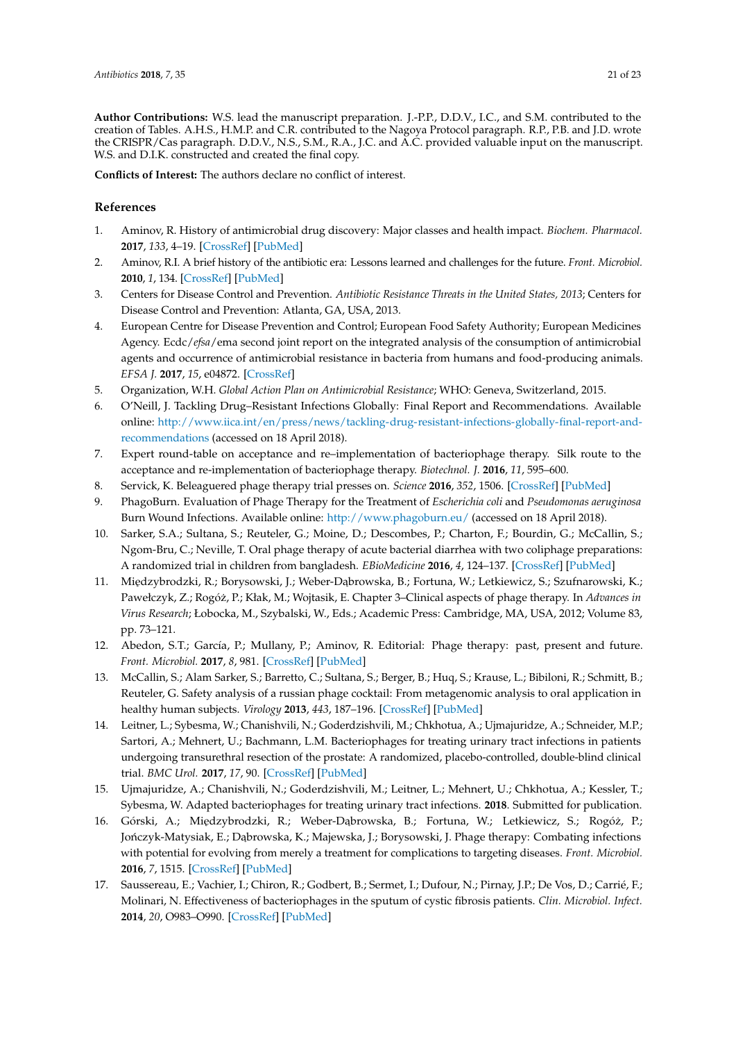**Author Contributions:** W.S. lead the manuscript preparation. J.-P.P., D.D.V., I.C., and S.M. contributed to the creation of Tables. A.H.S., H.M.P. and C.R. contributed to the Nagoya Protocol paragraph. R.P., P.B. and J.D. wrote the CRISPR/Cas paragraph. D.D.V., N.S., S.M., R.A., J.C. and A.C. provided valuable input on the manuscript. W.S. and D.I.K. constructed and created the final copy.

**Conflicts of Interest:** The authors declare no conflict of interest.

## References

1. Aminov, R. History of antimicrobial drug discovery: Major classes and health impact. *Biochem. Pharmacol.* **2017**, *133*, 4–19. [CrossRef] [PubMed]
2. Aminov, R.I. A brief history of the antibiotic era: Lessons learned and challenges for the future. *Front. Microbiol.* **2010**, *1*, 134. [CrossRef] [PubMed]
3. Centers for Disease Control and Prevention. *Antibiotic Resistance Threats in the United States, 2013*; Centers for Disease Control and Prevention: Atlanta, GA, USA, 2013.
4. European Centre for Disease Prevention and Control; European Food Safety Authority; European Medicines Agency. Ecdc/*efsa*/ema second joint report on the integrated analysis of the consumption of antimicrobial agents and occurrence of antimicrobial resistance in bacteria from humans and food-producing animals. *EFSA J.* **2017**, *15*, e04872. [CrossRef]
5. Organization, W.H. *Global Action Plan on Antimicrobial Resistance*; WHO: Geneva, Switzerland, 2015.
6. O'Neill, J. Tackling Drug–Resistant Infections Globally: Final Report and Recommendations. Available online: http://www.iica.int/en/press/news/tackling-drug-resistant-infections-globally-final-report-and-recommendations (accessed on 18 April 2018).
7. Expert round-table on acceptance and re–implementation of bacteriophage therapy. Silk route to the acceptance and re-implementation of bacteriophage therapy. *Biotechnol. J.* **2016**, *11*, 595–600.
8. Servick, K. Beleaguered phage therapy trial presses on. *Science* **2016**, *352*, 1506. [CrossRef] [PubMed]
9. PhagoBurn. Evaluation of Phage Therapy for the Treatment of *Escherichia coli* and *Pseudomonas aeruginosa* Burn Wound Infections. Available online: http://www.phagoburn.eu/ (accessed on 18 April 2018).
10. Sarker, S.A.; Sultana, S.; Reuteler, G.; Moine, D.; Descombes, P.; Charton, F.; Bourdin, G.; McCallin, S.; Ngom-Bru, C.; Neville, T. Oral phage therapy of acute bacterial diarrhea with two coliphage preparations: A randomized trial in children from bangladesh. *EBioMedicine* **2016**, *4*, 124–137. [CrossRef] [PubMed]
11. Międzybrodzki, R.; Borysowski, J.; Weber-Dąbrowska, B.; Fortuna, W.; Letkiewicz, S.; Szufnarowski, K.; Pawełczyk, Z.; Rogóż, P.; Kłak, M.; Wojtasik, E. Chapter 3–Clinical aspects of phage therapy. In *Advances in Virus Research*; Łobocka, M., Szybalski, W., Eds.; Academic Press: Cambridge, MA, USA, 2012; Volume 83, pp. 73–121.
12. Abedon, S.T.; García, P.; Mullany, P.; Aminov, R. Editorial: Phage therapy: past, present and future. *Front. Microbiol.* **2017**, *8*, 981. [CrossRef] [PubMed]
13. McCallin, S.; Alam Sarker, S.; Barretto, C.; Sultana, S.; Berger, B.; Huq, S.; Krause, L.; Bibiloni, R.; Schmitt, B.; Reuteler, G. Safety analysis of a russian phage cocktail: From metagenomic analysis to oral application in healthy human subjects. *Virology* **2013**, *443*, 187–196. [CrossRef] [PubMed]
14. Leitner, L.; Sybesma, W.; Chanishvili, N.; Goderdzishvili, M.; Chkhotua, A.; Ujmajuridze, A.; Schneider, M.P.; Sartori, A.; Mehnert, U.; Bachmann, L.M. Bacteriophages for treating urinary tract infections in patients undergoing transurethral resection of the prostate: A randomized, placebo-controlled, double-blind clinical trial. *BMC Urol.* **2017**, *17*, 90. [CrossRef] [PubMed]
15. Ujmajuridze, A.; Chanishvili, N.; Goderdzishvili, M.; Leitner, L.; Mehnert, U.; Chkhotua, A.; Kessler, T.; Sybesma, W. Adapted bacteriophages for treating urinary tract infections. **2018**. Submitted for publication.
16. Górski, A.; Międzybrodzki, R.; Weber-Dąbrowska, B.; Fortuna, W.; Letkiewicz, S.; Rogóż, P.; Jończyk-Matysiak, E.; Dąbrowska, K.; Majewska, J.; Borysowski, J. Phage therapy: Combating infections with potential for evolving from merely a treatment for complications to targeting diseases. *Front. Microbiol.* **2016**, *7*, 1515. [CrossRef] [PubMed]
17. Saussereau, E.; Vachier, I.; Chiron, R.; Godbert, B.; Sermet, I.; Dufour, N.; Pirnay, J.P.; De Vos, D.; Carrié, F.; Molinari, N. Effectiveness of bacteriophages in the sputum of cystic fibrosis patients. *Clin. Microbiol. Infect.* **2014**, *20*, O983–O990. [CrossRef] [PubMed]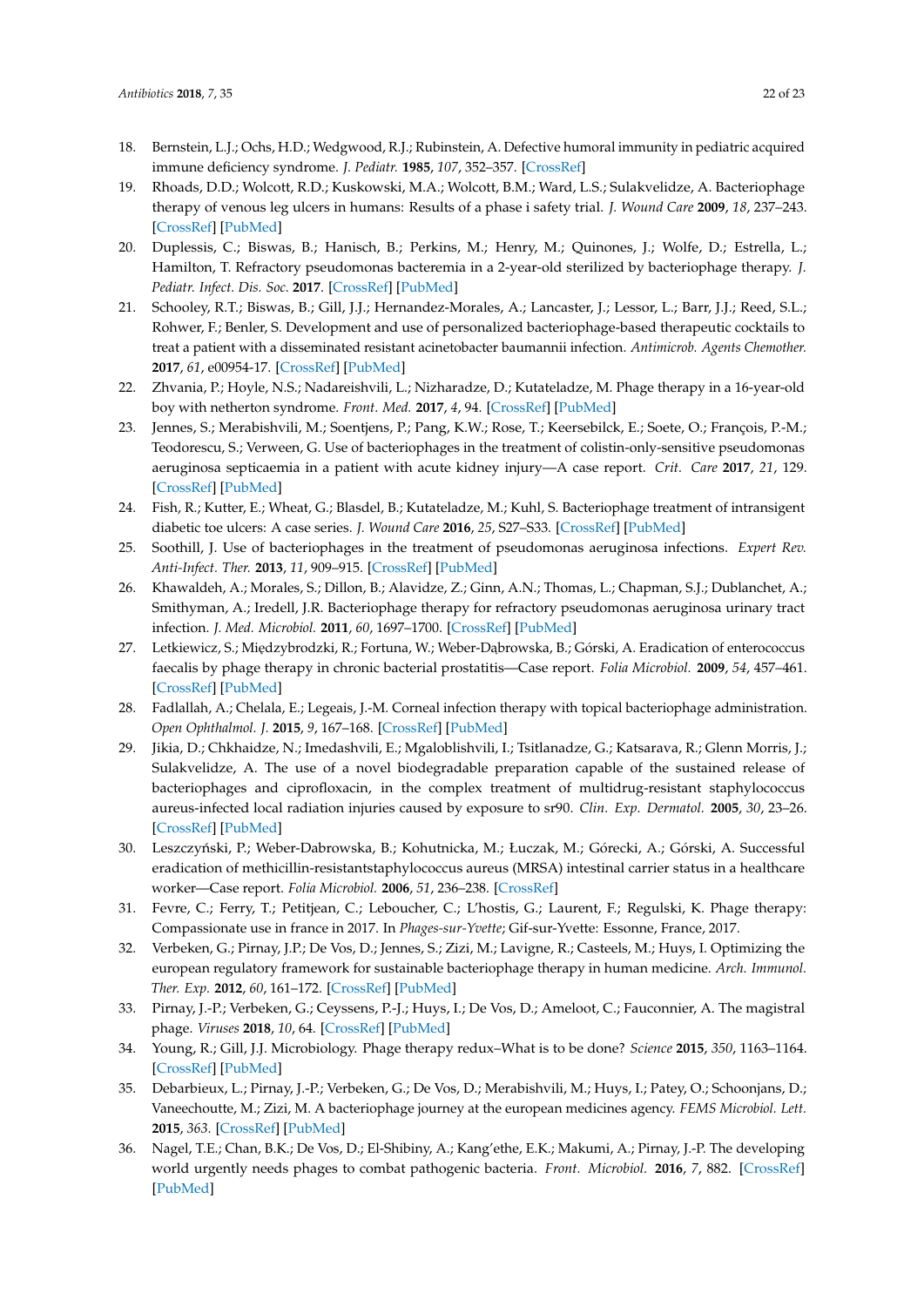18. Bernstein, L.J.; Ochs, H.D.; Wedgwood, R.J.; Rubinstein, A. Defective humoral immunity in pediatric acquired immune deficiency syndrome. *J. Pediatr.* **1985**, *107*, 352–357. [CrossRef]
19. Rhoads, D.D.; Wolcott, R.D.; Kuskowski, M.A.; Wolcott, B.M.; Ward, L.S.; Sulakvelidze, A. Bacteriophage therapy of venous leg ulcers in humans: Results of a phase i safety trial. *J. Wound Care* **2009**, *18*, 237–243. [CrossRef] [PubMed]
20. Duplessis, C.; Biswas, B.; Hanisch, B.; Perkins, M.; Henry, M.; Quinones, J.; Wolfe, D.; Estrella, L.; Hamilton, T. Refractory pseudomonas bacteremia in a 2-year-old sterilized by bacteriophage therapy. *J. Pediatr. Infect. Dis. Soc.* **2017**. [CrossRef] [PubMed]
21. Schooley, R.T.; Biswas, B.; Gill, J.J.; Hernandez-Morales, A.; Lancaster, J.; Lessor, L.; Barr, J.J.; Reed, S.L.; Rohwer, F.; Benler, S. Development and use of personalized bacteriophage-based therapeutic cocktails to treat a patient with a disseminated resistant acinetobacter baumannii infection. *Antimicrob. Agents Chemother.* **2017**, *61*, e00954-17. [CrossRef] [PubMed]
22. Zhvania, P.; Hoyle, N.S.; Nadareishvili, L.; Nizharadze, D.; Kutateladze, M. Phage therapy in a 16-year-old boy with netherton syndrome. *Front. Med.* **2017**, *4*, 94. [CrossRef] [PubMed]
23. Jennes, S.; Merabishvili, M.; Soentjens, P.; Pang, K.W.; Rose, T.; Keersebilck, E.; Soete, O.; François, P.-M.; Teodorescu, S.; Verween, G. Use of bacteriophages in the treatment of colistin-only-sensitive pseudomonas aeruginosa septicaemia in a patient with acute kidney injury—A case report. *Crit. Care* **2017**, *21*, 129. [CrossRef] [PubMed]
24. Fish, R.; Kutter, E.; Wheat, G.; Blasdel, B.; Kutateladze, M.; Kuhl, S. Bacteriophage treatment of intransigent diabetic toe ulcers: A case series. *J. Wound Care* **2016**, *25*, S27–S33. [CrossRef] [PubMed]
25. Soothill, J. Use of bacteriophages in the treatment of pseudomonas aeruginosa infections. *Expert Rev. Anti-Infect. Ther.* **2013**, *11*, 909–915. [CrossRef] [PubMed]
26. Khawaldeh, A.; Morales, S.; Dillon, B.; Alavidze, Z.; Ginn, A.N.; Thomas, L.; Chapman, S.J.; Dublanchet, A.; Smithyman, A.; Iredell, J.R. Bacteriophage therapy for refractory pseudomonas aeruginosa urinary tract infection. *J. Med. Microbiol.* **2011**, *60*, 1697–1700. [CrossRef] [PubMed]
27. Letkiewicz, S.; Międzybrodzki, R.; Fortuna, W.; Weber-Dąbrowska, B.; Górski, A. Eradication of enterococcus faecalis by phage therapy in chronic bacterial prostatitis—Case report. *Folia Microbiol.* **2009**, *54*, 457–461. [CrossRef] [PubMed]
28. Fadlallah, A.; Chelala, E.; Legeais, J.-M. Corneal infection therapy with topical bacteriophage administration. *Open Ophthalmol. J.* **2015**, *9*, 167–168. [CrossRef] [PubMed]
29. Jikia, D.; Chkhaidze, N.; Imedashvili, E.; Mgaloblishvili, I.; Tsitlanadze, G.; Katsarava, R.; Glenn Morris, J.; Sulakvelidze, A. The use of a novel biodegradable preparation capable of the sustained release of bacteriophages and ciprofloxacin, in the complex treatment of multidrug-resistant staphylococcus aureus-infected local radiation injuries caused by exposure to sr90. *Clin. Exp. Dermatol.* **2005**, *30*, 23–26. [CrossRef] [PubMed]
30. Leszczyński, P.; Weber-Dabrowska, B.; Kohutnicka, M.; Łuczak, M.; Górecki, A.; Górski, A. Successful eradication of methicillin-resistantstaphylococcus aureus (MRSA) intestinal carrier status in a healthcare worker—Case report. *Folia Microbiol.* **2006**, *51*, 236–238. [CrossRef]
31. Fevre, C.; Ferry, T.; Petitjean, C.; Leboucher, C.; L'hostis, G.; Laurent, F.; Regulski, K. Phage therapy: Compassionate use in france in 2017. In *Phages-sur-Yvette*; Gif-sur-Yvette: Essonne, France, 2017.
32. Verbeken, G.; Pirnay, J.P.; De Vos, D.; Jennes, S.; Zizi, M.; Lavigne, R.; Casteels, M.; Huys, I. Optimizing the european regulatory framework for sustainable bacteriophage therapy in human medicine. *Arch. Immunol. Ther. Exp.* **2012**, *60*, 161–172. [CrossRef] [PubMed]
33. Pirnay, J.-P.; Verbeken, G.; Ceyssens, P.-J.; Huys, I.; De Vos, D.; Ameloot, C.; Fauconnier, A. The magistral phage. *Viruses* **2018**, *10*, 64. [CrossRef] [PubMed]
34. Young, R.; Gill, J.J. Microbiology. Phage therapy redux–What is to be done? *Science* **2015**, *350*, 1163–1164. [CrossRef] [PubMed]
35. Debarbieux, L.; Pirnay, J.-P.; Verbeken, G.; De Vos, D.; Merabishvili, M.; Huys, I.; Patey, O.; Schoonjans, D.; Vaneechoutte, M.; Zizi, M. A bacteriophage journey at the european medicines agency. *FEMS Microbiol. Lett.* **2015**, *363*. [CrossRef] [PubMed]
36. Nagel, T.E.; Chan, B.K.; De Vos, D.; El-Shibiny, A.; Kang'ethe, E.K.; Makumi, A.; Pirnay, J.-P. The developing world urgently needs phages to combat pathogenic bacteria. *Front. Microbiol.* **2016**, *7*, 882. [CrossRef] [PubMed]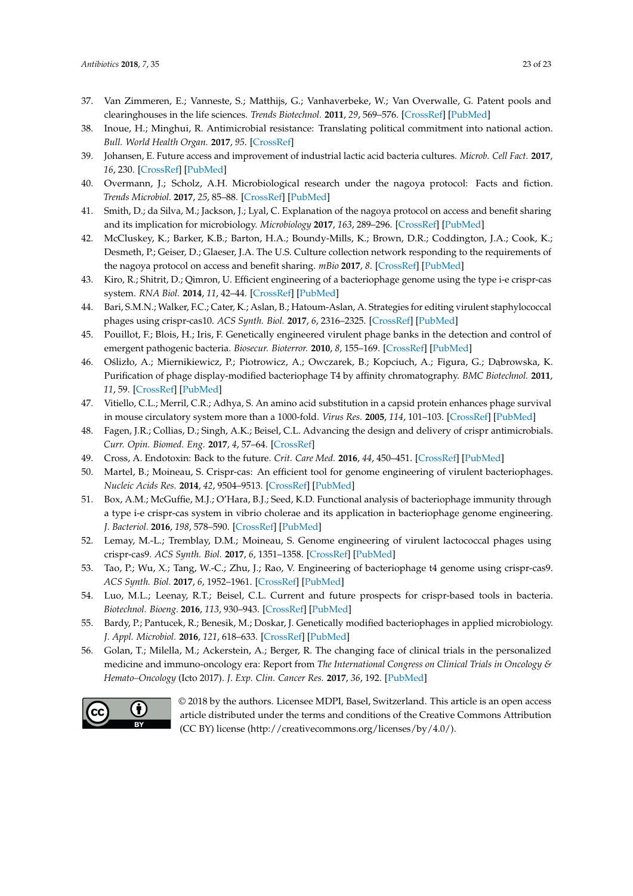37. Van Zimmeren, E.; Vanneste, S.; Matthijs, G.; Vanhaverbeke, W.; Van Overwalle, G. Patent pools and clearinghouses in the life sciences. *Trends Biotechnol.* **2011**, *29*, 569–576. [CrossRef] [PubMed]
38. Inoue, H.; Minghui, R. Antimicrobial resistance: Translating political commitment into national action. *Bull. World Health Organ.* **2017**, *95*. [CrossRef]
39. Johansen, E. Future access and improvement of industrial lactic acid bacteria cultures. *Microb. Cell Fact.* **2017**, *16*, 230. [CrossRef] [PubMed]
40. Overmann, J.; Scholz, A.H. Microbiological research under the nagoya protocol: Facts and fiction. *Trends Microbiol.* **2017**, *25*, 85–88. [CrossRef] [PubMed]
41. Smith, D.; da Silva, M.; Jackson, J.; Lyal, C. Explanation of the nagoya protocol on access and benefit sharing and its implication for microbiology. *Microbiology* **2017**, *163*, 289–296. [CrossRef] [PubMed]
42. McCluskey, K.; Barker, K.B.; Barton, H.A.; Boundy-Mills, K.; Brown, D.R.; Coddington, J.A.; Cook, K.; Desmeth, P.; Geiser, D.; Glaeser, J.A. The U.S. Culture collection network responding to the requirements of the nagoya protocol on access and benefit sharing. *mBio* **2017**, *8*. [CrossRef] [PubMed]
43. Kiro, R.; Shitrit, D.; Qimron, U. Efficient engineering of a bacteriophage genome using the type i-e crispr-cas system. *RNA Biol.* **2014**, *11*, 42–44. [CrossRef] [PubMed]
44. Bari, S.M.N.; Walker, F.C.; Cater, K.; Aslan, B.; Hatoum-Aslan, A. Strategies for editing virulent staphylococcal phages using crispr-cas10. *ACS Synth. Biol.* **2017**, *6*, 2316–2325. [CrossRef] [PubMed]
45. Pouillot, F.; Blois, H.; Iris, F. Genetically engineered virulent phage banks in the detection and control of emergent pathogenic bacteria. *Biosecur. Bioterror.* **2010**, *8*, 155–169. [CrossRef] [PubMed]
46. Oślizło, A.; Miernikiewicz, P.; Piotrowicz, A.; Owczarek, B.; Kopciuch, A.; Figura, G.; Dąbrowska, K. Purification of phage display-modified bacteriophage T4 by affinity chromatography. *BMC Biotechnol.* **2011**, *11*, 59. [CrossRef] [PubMed]
47. Vitiello, C.L.; Merril, C.R.; Adhya, S. An amino acid substitution in a capsid protein enhances phage survival in mouse circulatory system more than a 1000-fold. *Virus Res.* **2005**, *114*, 101–103. [CrossRef] [PubMed]
48. Fagen, J.R.; Collias, D.; Singh, A.K.; Beisel, C.L. Advancing the design and delivery of crispr antimicrobials. *Curr. Opin. Biomed. Eng.* **2017**, *4*, 57–64. [CrossRef]
49. Cross, A. Endotoxin: Back to the future. *Crit. Care Med.* **2016**, *44*, 450–451. [CrossRef] [PubMed]
50. Martel, B.; Moineau, S. Crispr-cas: An efficient tool for genome engineering of virulent bacteriophages. *Nucleic Acids Res.* **2014**, *42*, 9504–9513. [CrossRef] [PubMed]
51. Box, A.M.; McGuffie, M.J.; O'Hara, B.J.; Seed, K.D. Functional analysis of bacteriophage immunity through a type i-e crispr-cas system in vibrio cholerae and its application in bacteriophage genome engineering. *J. Bacteriol.* **2016**, *198*, 578–590. [CrossRef] [PubMed]
52. Lemay, M.-L.; Tremblay, D.M.; Moineau, S. Genome engineering of virulent lactococcal phages using crispr-cas9. *ACS Synth. Biol.* **2017**, *6*, 1351–1358. [CrossRef] [PubMed]
53. Tao, P.; Wu, X.; Tang, W.-C.; Zhu, J.; Rao, V. Engineering of bacteriophage t4 genome using crispr-cas9. *ACS Synth. Biol.* **2017**, *6*, 1952–1961. [CrossRef] [PubMed]
54. Luo, M.L.; Leenay, R.T.; Beisel, C.L. Current and future prospects for crispr-based tools in bacteria. *Biotechnol. Bioeng.* **2016**, *113*, 930–943. [CrossRef] [PubMed]
55. Bardy, P.; Pantucek, R.; Benesik, M.; Doskar, J. Genetically modified bacteriophages in applied microbiology. *J. Appl. Microbiol.* **2016**, *121*, 618–633. [CrossRef] [PubMed]
56. Golan, T.; Milella, M.; Ackerstein, A.; Berger, R. The changing face of clinical trials in the personalized medicine and immuno-oncology era: Report from *The International Congress on Clinical Trials in Oncology & Hemato–Oncology* (Icto 2017). *J. Exp. Clin. Cancer Res.* **2017**, *36*, 192. [PubMed]

© 2018 by the authors. Licensee MDPI, Basel, Switzerland. This article is an open access article distributed under the terms and conditions of the Creative Commons Attribution (CC BY) license (http://creativecommons.org/licenses/by/4.0/).